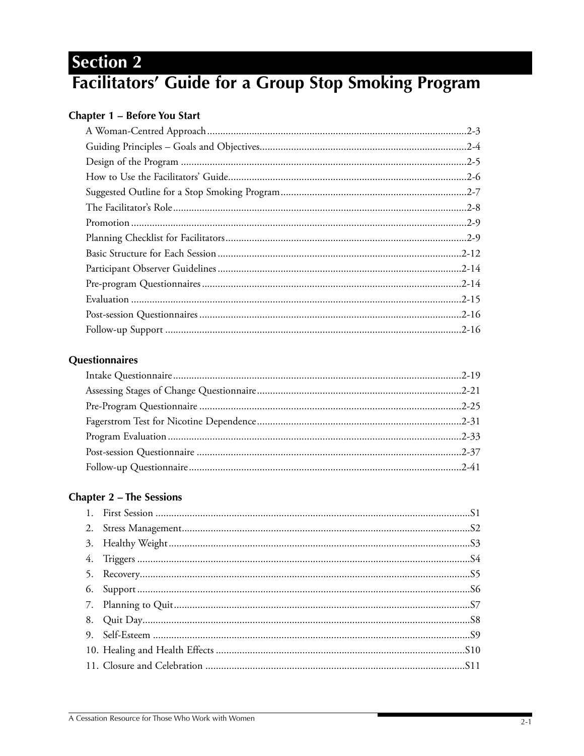# Section 2

# Facilitators' Guide for a Group Stop Smoking Program

## Chapter 1 – Before You Start

A Woman-Centred Approach ....... 2-3
Guiding Principles – Goals and Objectives ....... 2-4
Design of the Program ....... 2-5
How to Use the Facilitators' Guide ....... 2-6
Suggested Outline for a Stop Smoking Program ....... 2-7
The Facilitator's Role ....... 2-8
Promotion ....... 2-9
Planning Checklist for Facilitators ....... 2-9
Basic Structure for Each Session ....... 2-12
Participant Observer Guidelines ....... 2-14
Pre-program Questionnaires ....... 2-14
Evaluation ....... 2-15
Post-session Questionnaires ....... 2-16
Follow-up Support ....... 2-16

## Questionnaires

Intake Questionnaire ....... 2-19
Assessing Stages of Change Questionnaire ....... 2-21
Pre-Program Questionnaire ....... 2-25
Fagerstrom Test for Nicotine Dependence ....... 2-31
Program Evaluation ....... 2-33
Post-session Questionnaire ....... 2-37
Follow-up Questionnaire ....... 2-41

## Chapter 2 – The Sessions

1. First Session ....... S1
2. Stress Management ....... S2
3. Healthy Weight ....... S3
4. Triggers ....... S4
5. Recovery ....... S5
6. Support ....... S6
7. Planning to Quit ....... S7
8. Quit Day ....... S8
9. Self-Esteem ....... S9
10. Healing and Health Effects ....... S10
11. Closure and Celebration ....... S11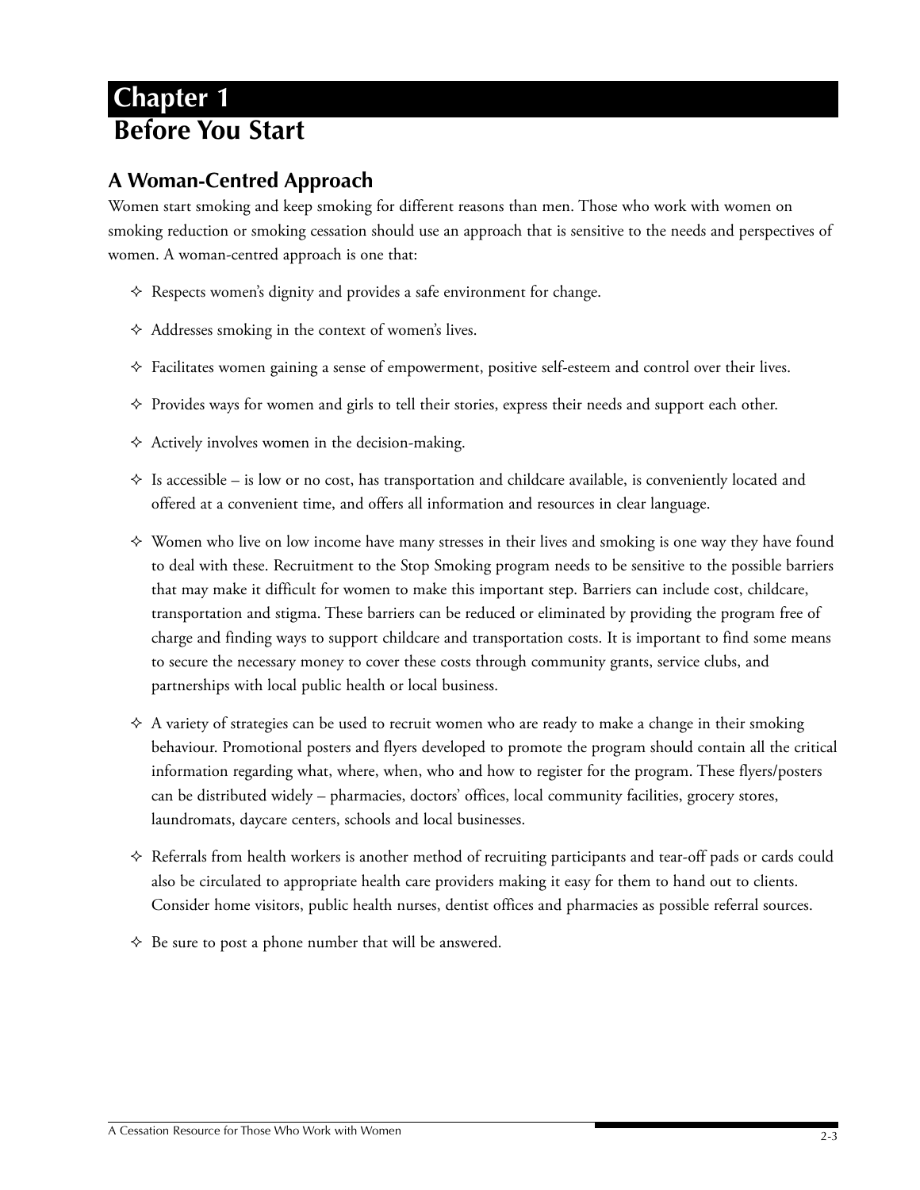# Chapter 1
# Before You Start

## A Woman-Centred Approach

Women start smoking and keep smoking for different reasons than men. Those who work with women on smoking reduction or smoking cessation should use an approach that is sensitive to the needs and perspectives of women. A woman-centred approach is one that:

- Respects women's dignity and provides a safe environment for change.
- Addresses smoking in the context of women's lives.
- Facilitates women gaining a sense of empowerment, positive self-esteem and control over their lives.
- Provides ways for women and girls to tell their stories, express their needs and support each other.
- Actively involves women in the decision-making.
- Is accessible – is low or no cost, has transportation and childcare available, is conveniently located and offered at a convenient time, and offers all information and resources in clear language.
- Women who live on low income have many stresses in their lives and smoking is one way they have found to deal with these. Recruitment to the Stop Smoking program needs to be sensitive to the possible barriers that may make it difficult for women to make this important step. Barriers can include cost, childcare, transportation and stigma. These barriers can be reduced or eliminated by providing the program free of charge and finding ways to support childcare and transportation costs. It is important to find some means to secure the necessary money to cover these costs through community grants, service clubs, and partnerships with local public health or local business.
- A variety of strategies can be used to recruit women who are ready to make a change in their smoking behaviour. Promotional posters and flyers developed to promote the program should contain all the critical information regarding what, where, when, who and how to register for the program. These flyers/posters can be distributed widely – pharmacies, doctors' offices, local community facilities, grocery stores, laundromats, daycare centers, schools and local businesses.
- Referrals from health workers is another method of recruiting participants and tear-off pads or cards could also be circulated to appropriate health care providers making it easy for them to hand out to clients. Consider home visitors, public health nurses, dentist offices and pharmacies as possible referral sources.
- Be sure to post a phone number that will be answered.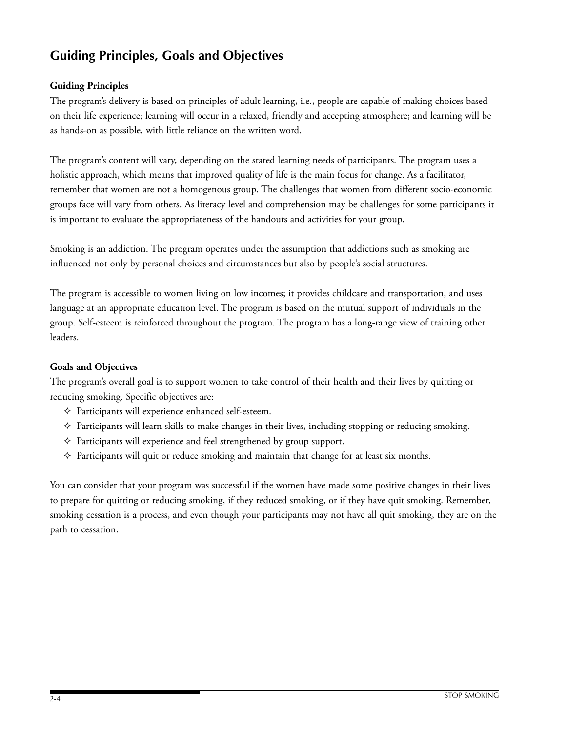## Guiding Principles, Goals and Objectives

### Guiding Principles

The program's delivery is based on principles of adult learning, i.e., people are capable of making choices based on their life experience; learning will occur in a relaxed, friendly and accepting atmosphere; and learning will be as hands-on as possible, with little reliance on the written word.

The program's content will vary, depending on the stated learning needs of participants. The program uses a holistic approach, which means that improved quality of life is the main focus for change. As a facilitator, remember that women are not a homogenous group. The challenges that women from different socio-economic groups face will vary from others. As literacy level and comprehension may be challenges for some participants it is important to evaluate the appropriateness of the handouts and activities for your group.

Smoking is an addiction. The program operates under the assumption that addictions such as smoking are influenced not only by personal choices and circumstances but also by people's social structures.

The program is accessible to women living on low incomes; it provides childcare and transportation, and uses language at an appropriate education level. The program is based on the mutual support of individuals in the group. Self-esteem is reinforced throughout the program. The program has a long-range view of training other leaders.

### Goals and Objectives

The program's overall goal is to support women to take control of their health and their lives by quitting or reducing smoking. Specific objectives are:

- Participants will experience enhanced self-esteem.
- Participants will learn skills to make changes in their lives, including stopping or reducing smoking.
- Participants will experience and feel strengthened by group support.
- Participants will quit or reduce smoking and maintain that change for at least six months.

You can consider that your program was successful if the women have made some positive changes in their lives to prepare for quitting or reducing smoking, if they reduced smoking, or if they have quit smoking. Remember, smoking cessation is a process, and even though your participants may not have all quit smoking, they are on the path to cessation.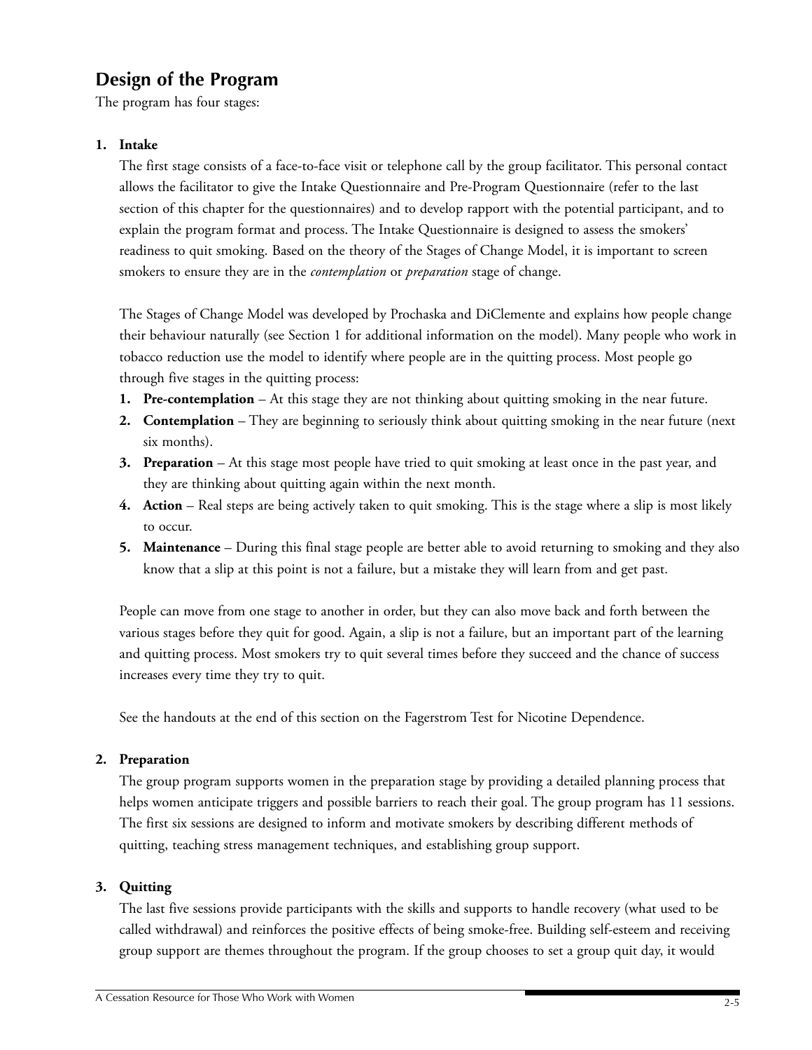## Design of the Program

The program has four stages:

1. **Intake**

   The first stage consists of a face-to-face visit or telephone call by the group facilitator. This personal contact allows the facilitator to give the Intake Questionnaire and Pre-Program Questionnaire (refer to the last section of this chapter for the questionnaires) and to develop rapport with the potential participant, and to explain the program format and process. The Intake Questionnaire is designed to assess the smokers' readiness to quit smoking. Based on the theory of the Stages of Change Model, it is important to screen smokers to ensure they are in the *contemplation* or *preparation* stage of change.

   The Stages of Change Model was developed by Prochaska and DiClemente and explains how people change their behaviour naturally (see Section 1 for additional information on the model). Many people who work in tobacco reduction use the model to identify where people are in the quitting process. Most people go through five stages in the quitting process:

   1. **Pre-contemplation** – At this stage they are not thinking about quitting smoking in the near future.
   2. **Contemplation** – They are beginning to seriously think about quitting smoking in the near future (next six months).
   3. **Preparation** – At this stage most people have tried to quit smoking at least once in the past year, and they are thinking about quitting again within the next month.
   4. **Action** – Real steps are being actively taken to quit smoking. This is the stage where a slip is most likely to occur.
   5. **Maintenance** – During this final stage people are better able to avoid returning to smoking and they also know that a slip at this point is not a failure, but a mistake they will learn from and get past.

   People can move from one stage to another in order, but they can also move back and forth between the various stages before they quit for good. Again, a slip is not a failure, but an important part of the learning and quitting process. Most smokers try to quit several times before they succeed and the chance of success increases every time they try to quit.

   See the handouts at the end of this section on the Fagerstrom Test for Nicotine Dependence.

2. **Preparation**

   The group program supports women in the preparation stage by providing a detailed planning process that helps women anticipate triggers and possible barriers to reach their goal. The group program has 11 sessions. The first six sessions are designed to inform and motivate smokers by describing different methods of quitting, teaching stress management techniques, and establishing group support.

3. **Quitting**

   The last five sessions provide participants with the skills and supports to handle recovery (what used to be called withdrawal) and reinforces the positive effects of being smoke-free. Building self-esteem and receiving group support are themes throughout the program. If the group chooses to set a group quit day, it would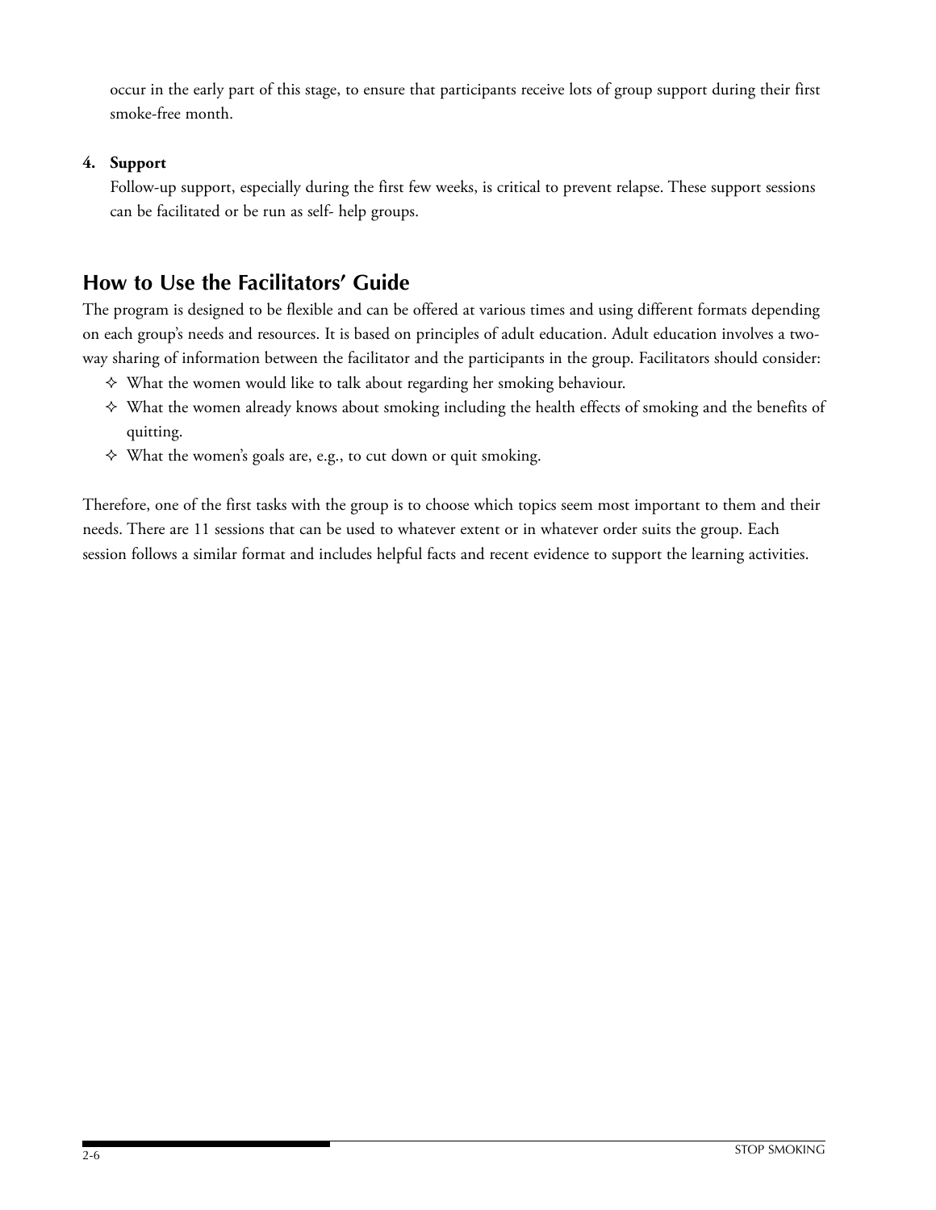occur in the early part of this stage, to ensure that participants receive lots of group support during their first smoke-free month.

4. **Support**

   Follow-up support, especially during the first few weeks, is critical to prevent relapse. These support sessions can be facilitated or be run as self- help groups.

## How to Use the Facilitators' Guide

The program is designed to be flexible and can be offered at various times and using different formats depending on each group's needs and resources. It is based on principles of adult education. Adult education involves a two-way sharing of information between the facilitator and the participants in the group. Facilitators should consider:

- What the women would like to talk about regarding her smoking behaviour.
- What the women already knows about smoking including the health effects of smoking and the benefits of quitting.
- What the women's goals are, e.g., to cut down or quit smoking.

Therefore, one of the first tasks with the group is to choose which topics seem most important to them and their needs. There are 11 sessions that can be used to whatever extent or in whatever order suits the group. Each session follows a similar format and includes helpful facts and recent evidence to support the learning activities.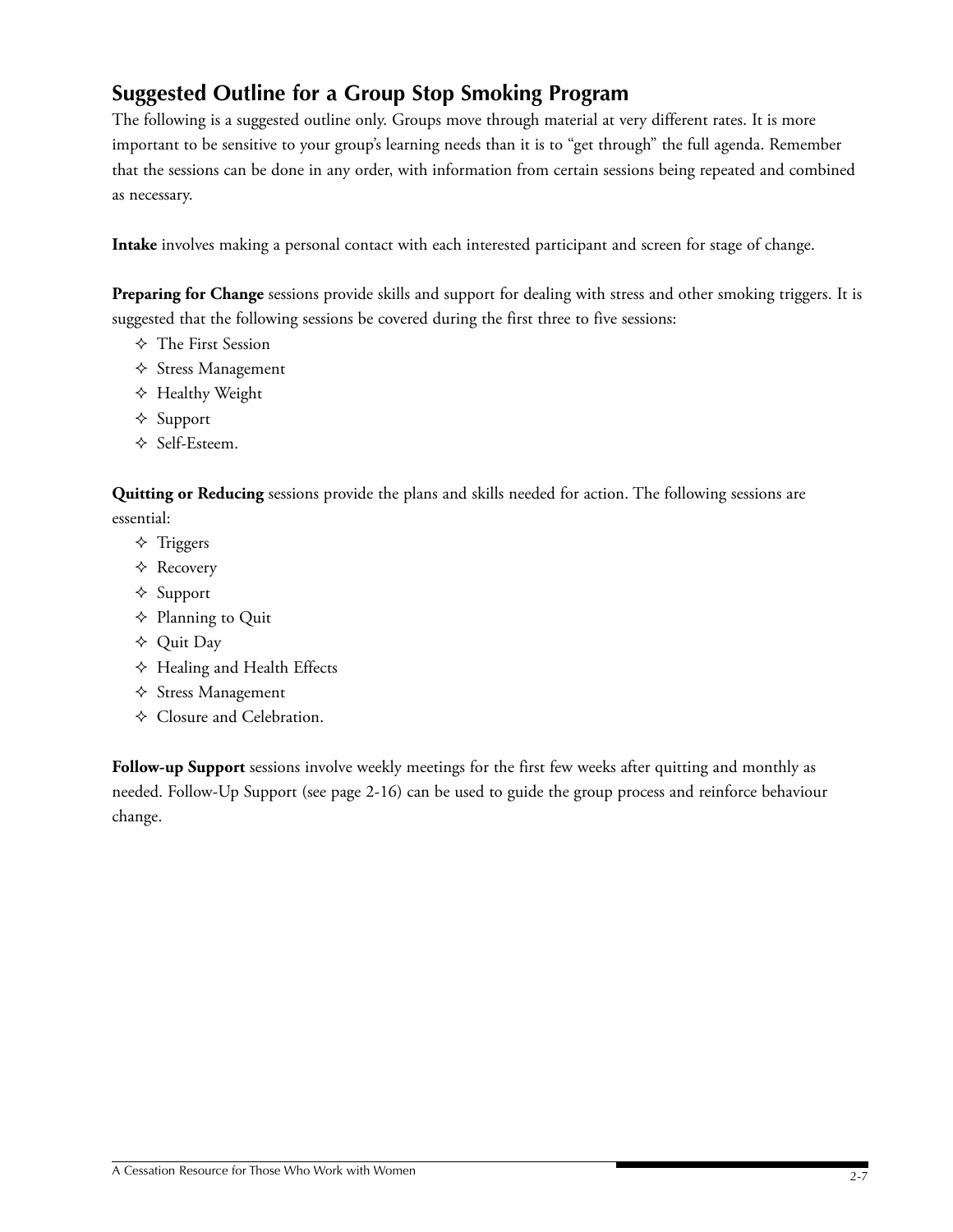## Suggested Outline for a Group Stop Smoking Program

The following is a suggested outline only. Groups move through material at very different rates. It is more important to be sensitive to your group's learning needs than it is to "get through" the full agenda. Remember that the sessions can be done in any order, with information from certain sessions being repeated and combined as necessary.

**Intake** involves making a personal contact with each interested participant and screen for stage of change.

**Preparing for Change** sessions provide skills and support for dealing with stress and other smoking triggers. It is suggested that the following sessions be covered during the first three to five sessions:

- The First Session
- Stress Management
- Healthy Weight
- Support
- Self-Esteem.

**Quitting or Reducing** sessions provide the plans and skills needed for action. The following sessions are essential:

- Triggers
- Recovery
- Support
- Planning to Quit
- Quit Day
- Healing and Health Effects
- Stress Management
- Closure and Celebration.

**Follow-up Support** sessions involve weekly meetings for the first few weeks after quitting and monthly as needed. Follow-Up Support (see page 2-16) can be used to guide the group process and reinforce behaviour change.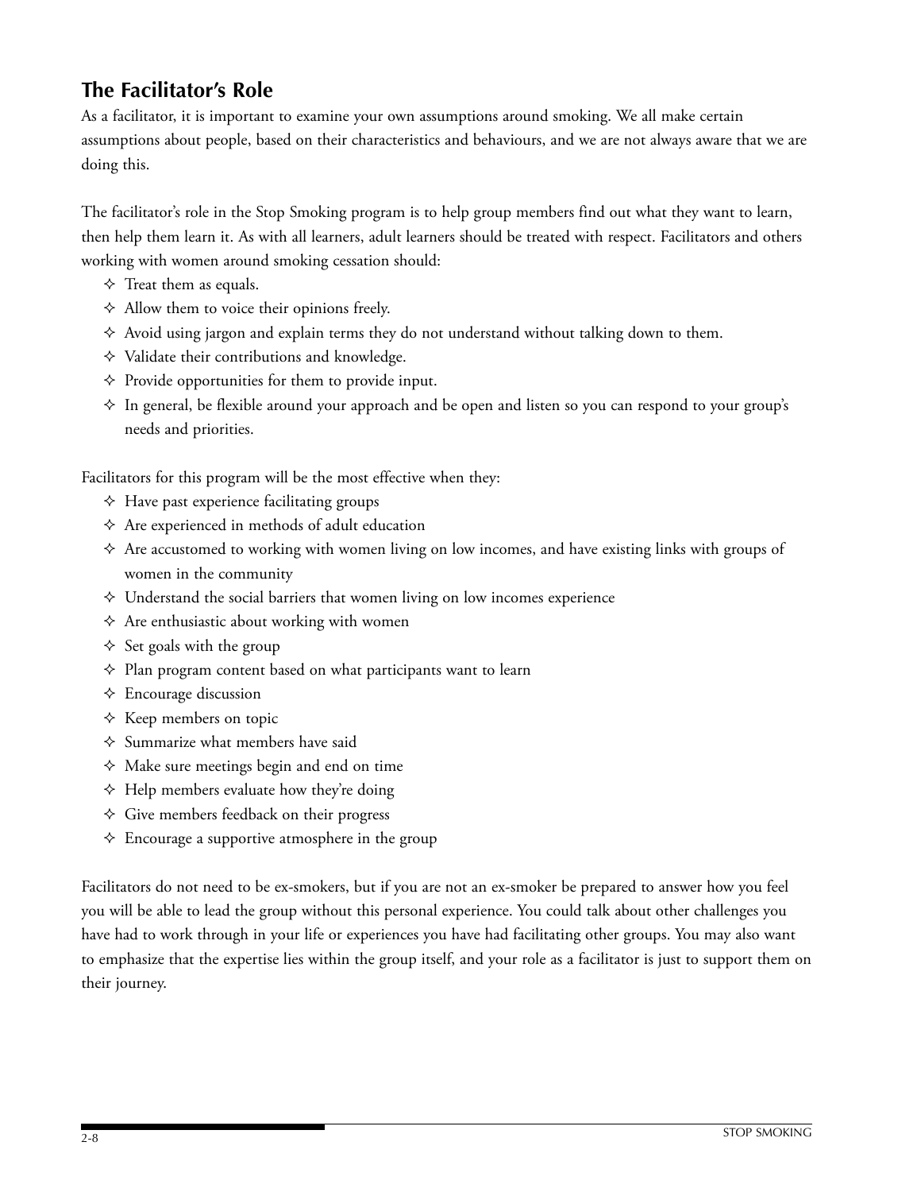## The Facilitator's Role

As a facilitator, it is important to examine your own assumptions around smoking. We all make certain assumptions about people, based on their characteristics and behaviours, and we are not always aware that we are doing this.

The facilitator's role in the Stop Smoking program is to help group members find out what they want to learn, then help them learn it. As with all learners, adult learners should be treated with respect. Facilitators and others working with women around smoking cessation should:

- Treat them as equals.
- Allow them to voice their opinions freely.
- Avoid using jargon and explain terms they do not understand without talking down to them.
- Validate their contributions and knowledge.
- Provide opportunities for them to provide input.
- In general, be flexible around your approach and be open and listen so you can respond to your group's needs and priorities.

Facilitators for this program will be the most effective when they:

- Have past experience facilitating groups
- Are experienced in methods of adult education
- Are accustomed to working with women living on low incomes, and have existing links with groups of women in the community
- Understand the social barriers that women living on low incomes experience
- Are enthusiastic about working with women
- Set goals with the group
- Plan program content based on what participants want to learn
- Encourage discussion
- Keep members on topic
- Summarize what members have said
- Make sure meetings begin and end on time
- Help members evaluate how they're doing
- Give members feedback on their progress
- Encourage a supportive atmosphere in the group

Facilitators do not need to be ex-smokers, but if you are not an ex-smoker be prepared to answer how you feel you will be able to lead the group without this personal experience. You could talk about other challenges you have had to work through in your life or experiences you have had facilitating other groups. You may also want to emphasize that the expertise lies within the group itself, and your role as a facilitator is just to support them on their journey.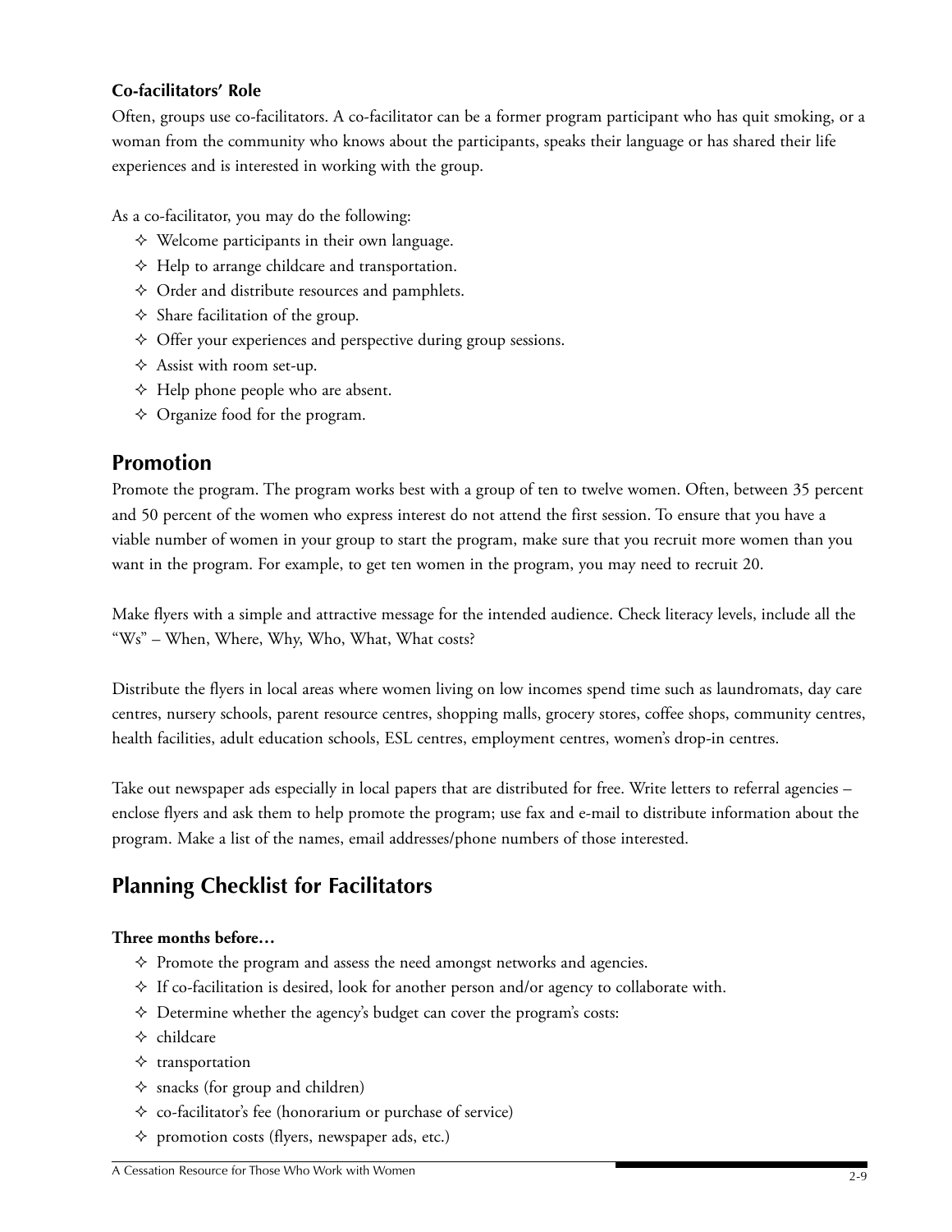**Co-facilitators' Role**

Often, groups use co-facilitators. A co-facilitator can be a former program participant who has quit smoking, or a woman from the community who knows about the participants, speaks their language or has shared their life experiences and is interested in working with the group.

As a co-facilitator, you may do the following:

- Welcome participants in their own language.
- Help to arrange childcare and transportation.
- Order and distribute resources and pamphlets.
- Share facilitation of the group.
- Offer your experiences and perspective during group sessions.
- Assist with room set-up.
- Help phone people who are absent.
- Organize food for the program.

## Promotion

Promote the program. The program works best with a group of ten to twelve women. Often, between 35 percent and 50 percent of the women who express interest do not attend the first session. To ensure that you have a viable number of women in your group to start the program, make sure that you recruit more women than you want in the program. For example, to get ten women in the program, you may need to recruit 20.

Make flyers with a simple and attractive message for the intended audience. Check literacy levels, include all the "Ws" – When, Where, Why, Who, What, What costs?

Distribute the flyers in local areas where women living on low incomes spend time such as laundromats, day care centres, nursery schools, parent resource centres, shopping malls, grocery stores, coffee shops, community centres, health facilities, adult education schools, ESL centres, employment centres, women's drop-in centres.

Take out newspaper ads especially in local papers that are distributed for free. Write letters to referral agencies – enclose flyers and ask them to help promote the program; use fax and e-mail to distribute information about the program. Make a list of the names, email addresses/phone numbers of those interested.

## Planning Checklist for Facilitators

**Three months before…**

- Promote the program and assess the need amongst networks and agencies.
- If co-facilitation is desired, look for another person and/or agency to collaborate with.
- Determine whether the agency's budget can cover the program's costs:
- childcare
- transportation
- snacks (for group and children)
- co-facilitator's fee (honorarium or purchase of service)
- promotion costs (flyers, newspaper ads, etc.)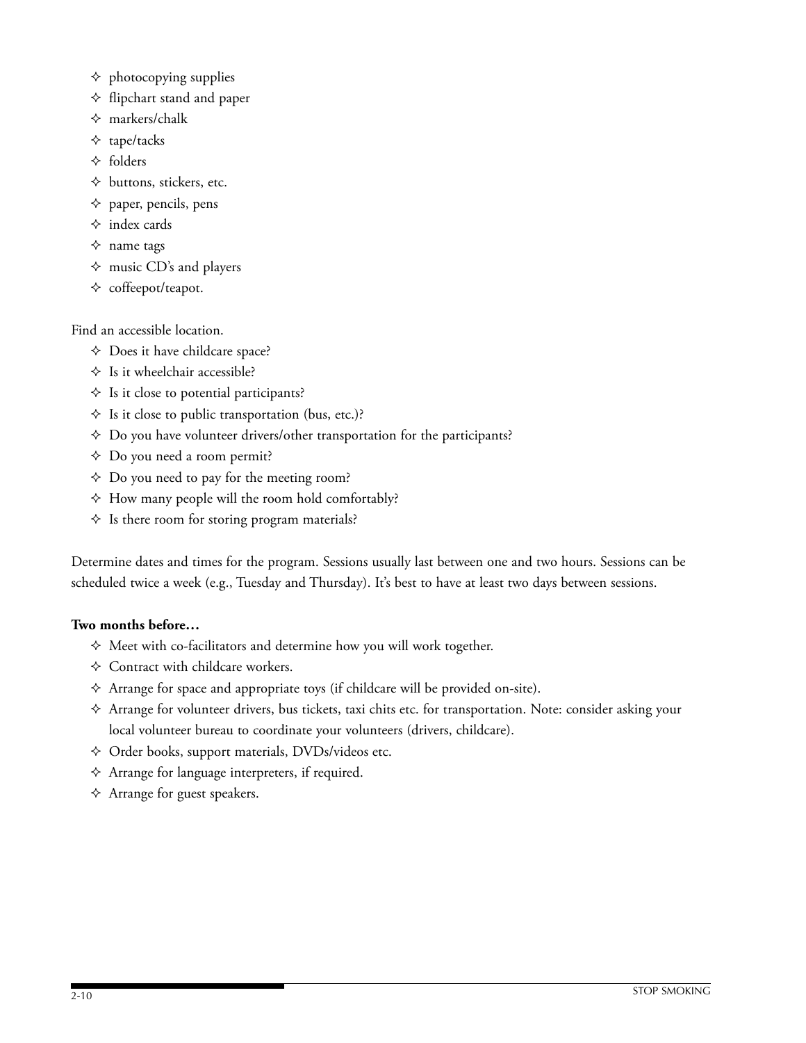- photocopying supplies
- flipchart stand and paper
- markers/chalk
- tape/tacks
- folders
- buttons, stickers, etc.
- paper, pencils, pens
- index cards
- name tags
- music CD's and players
- coffeepot/teapot.

Find an accessible location.

- Does it have childcare space?
- Is it wheelchair accessible?
- Is it close to potential participants?
- Is it close to public transportation (bus, etc.)?
- Do you have volunteer drivers/other transportation for the participants?
- Do you need a room permit?
- Do you need to pay for the meeting room?
- How many people will the room hold comfortably?
- Is there room for storing program materials?

Determine dates and times for the program. Sessions usually last between one and two hours. Sessions can be scheduled twice a week (e.g., Tuesday and Thursday). It's best to have at least two days between sessions.

**Two months before…**

- Meet with co-facilitators and determine how you will work together.
- Contract with childcare workers.
- Arrange for space and appropriate toys (if childcare will be provided on-site).
- Arrange for volunteer drivers, bus tickets, taxi chits etc. for transportation. Note: consider asking your local volunteer bureau to coordinate your volunteers (drivers, childcare).
- Order books, support materials, DVDs/videos etc.
- Arrange for language interpreters, if required.
- Arrange for guest speakers.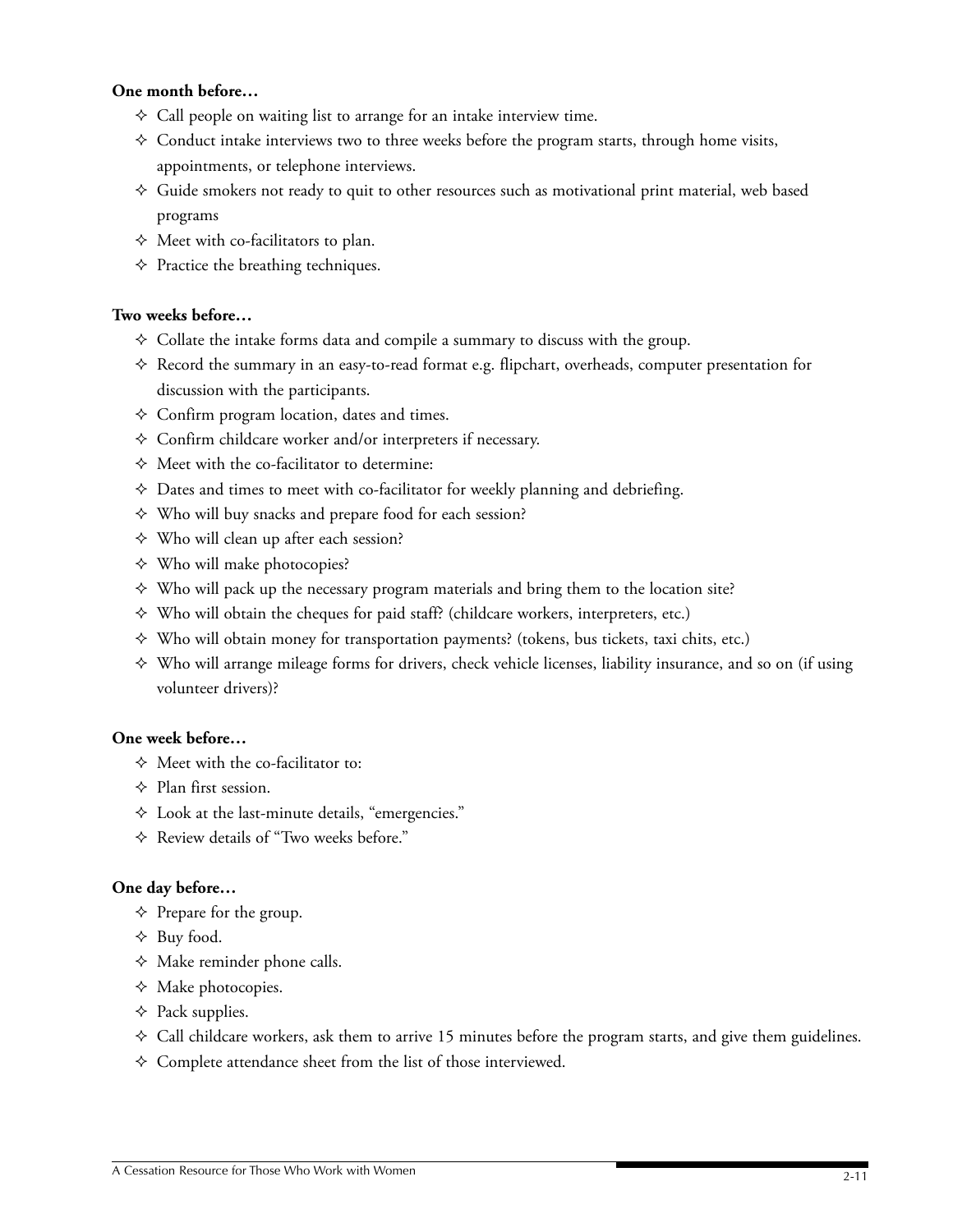**One month before…**

- Call people on waiting list to arrange for an intake interview time.
- Conduct intake interviews two to three weeks before the program starts, through home visits, appointments, or telephone interviews.
- Guide smokers not ready to quit to other resources such as motivational print material, web based programs
- Meet with co-facilitators to plan.
- Practice the breathing techniques.

**Two weeks before…**

- Collate the intake forms data and compile a summary to discuss with the group.
- Record the summary in an easy-to-read format e.g. flipchart, overheads, computer presentation for discussion with the participants.
- Confirm program location, dates and times.
- Confirm childcare worker and/or interpreters if necessary.
- Meet with the co-facilitator to determine:
- Dates and times to meet with co-facilitator for weekly planning and debriefing.
- Who will buy snacks and prepare food for each session?
- Who will clean up after each session?
- Who will make photocopies?
- Who will pack up the necessary program materials and bring them to the location site?
- Who will obtain the cheques for paid staff? (childcare workers, interpreters, etc.)
- Who will obtain money for transportation payments? (tokens, bus tickets, taxi chits, etc.)
- Who will arrange mileage forms for drivers, check vehicle licenses, liability insurance, and so on (if using volunteer drivers)?

**One week before…**

- Meet with the co-facilitator to:
- Plan first session.
- Look at the last-minute details, "emergencies."
- Review details of "Two weeks before."

**One day before…**

- Prepare for the group.
- Buy food.
- Make reminder phone calls.
- Make photocopies.
- Pack supplies.
- Call childcare workers, ask them to arrive 15 minutes before the program starts, and give them guidelines.
- Complete attendance sheet from the list of those interviewed.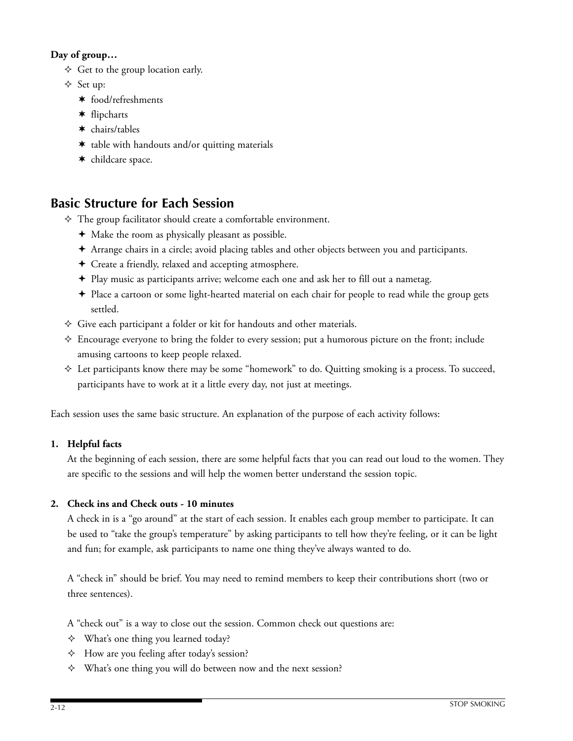**Day of group…**

- Get to the group location early.
- Set up:
  - food/refreshments
  - flipcharts
  - chairs/tables
  - table with handouts and/or quitting materials
  - childcare space.

## Basic Structure for Each Session

- The group facilitator should create a comfortable environment.
  - Make the room as physically pleasant as possible.
  - Arrange chairs in a circle; avoid placing tables and other objects between you and participants.
  - Create a friendly, relaxed and accepting atmosphere.
  - Play music as participants arrive; welcome each one and ask her to fill out a nametag.
  - Place a cartoon or some light-hearted material on each chair for people to read while the group gets settled.
- Give each participant a folder or kit for handouts and other materials.
- Encourage everyone to bring the folder to every session; put a humorous picture on the front; include amusing cartoons to keep people relaxed.
- Let participants know there may be some "homework" to do. Quitting smoking is a process. To succeed, participants have to work at it a little every day, not just at meetings.

Each session uses the same basic structure. An explanation of the purpose of each activity follows:

1. **Helpful facts**

   At the beginning of each session, there are some helpful facts that you can read out loud to the women. They are specific to the sessions and will help the women better understand the session topic.

2. **Check ins and Check outs - 10 minutes**

   A check in is a "go around" at the start of each session. It enables each group member to participate. It can be used to "take the group's temperature" by asking participants to tell how they're feeling, or it can be light and fun; for example, ask participants to name one thing they've always wanted to do.

   A "check in" should be brief. You may need to remind members to keep their contributions short (two or three sentences).

   A "check out" is a way to close out the session. Common check out questions are:

   - What's one thing you learned today?
   - How are you feeling after today's session?
   - What's one thing you will do between now and the next session?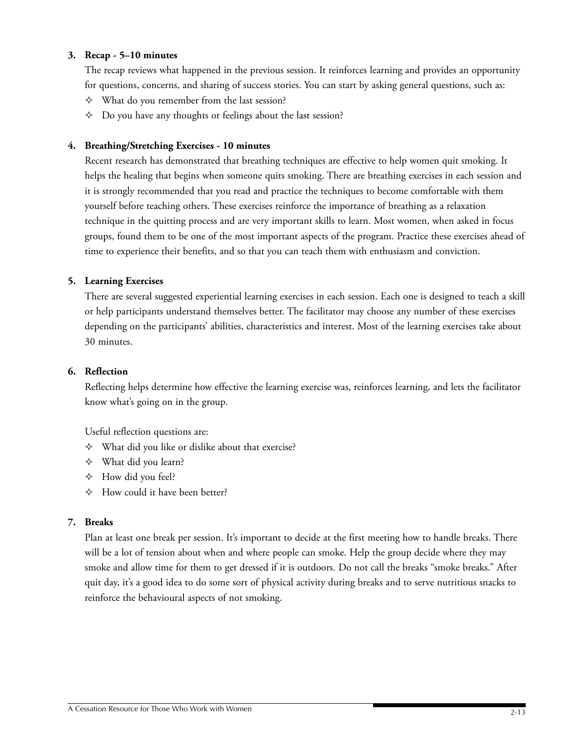**3. Recap - 5–10 minutes**

The recap reviews what happened in the previous session. It reinforces learning and provides an opportunity for questions, concerns, and sharing of success stories. You can start by asking general questions, such as:

- What do you remember from the last session?
- Do you have any thoughts or feelings about the last session?

**4. Breathing/Stretching Exercises - 10 minutes**

Recent research has demonstrated that breathing techniques are effective to help women quit smoking. It helps the healing that begins when someone quits smoking. There are breathing exercises in each session and it is strongly recommended that you read and practice the techniques to become comfortable with them yourself before teaching others. These exercises reinforce the importance of breathing as a relaxation technique in the quitting process and are very important skills to learn. Most women, when asked in focus groups, found them to be one of the most important aspects of the program. Practice these exercises ahead of time to experience their benefits, and so that you can teach them with enthusiasm and conviction.

**5. Learning Exercises**

There are several suggested experiential learning exercises in each session. Each one is designed to teach a skill or help participants understand themselves better. The facilitator may choose any number of these exercises depending on the participants' abilities, characteristics and interest. Most of the learning exercises take about 30 minutes.

**6. Reflection**

Reflecting helps determine how effective the learning exercise was, reinforces learning, and lets the facilitator know what's going on in the group.

Useful reflection questions are:

- What did you like or dislike about that exercise?
- What did you learn?
- How did you feel?
- How could it have been better?

**7. Breaks**

Plan at least one break per session. It's important to decide at the first meeting how to handle breaks. There will be a lot of tension about when and where people can smoke. Help the group decide where they may smoke and allow time for them to get dressed if it is outdoors. Do not call the breaks "smoke breaks." After quit day, it's a good idea to do some sort of physical activity during breaks and to serve nutritious snacks to reinforce the behavioural aspects of not smoking.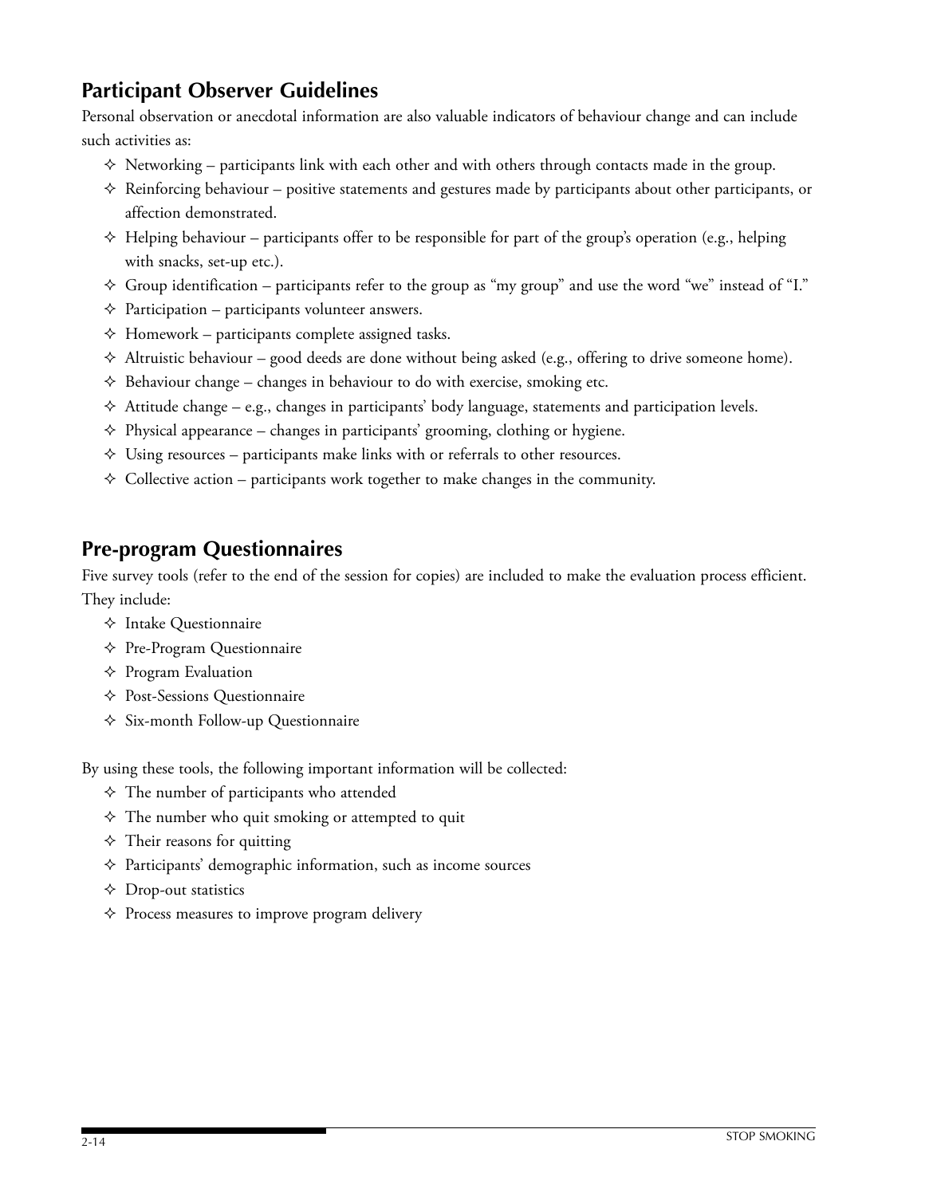## Participant Observer Guidelines

Personal observation or anecdotal information are also valuable indicators of behaviour change and can include such activities as:

- Networking – participants link with each other and with others through contacts made in the group.
- Reinforcing behaviour – positive statements and gestures made by participants about other participants, or affection demonstrated.
- Helping behaviour – participants offer to be responsible for part of the group's operation (e.g., helping with snacks, set-up etc.).
- Group identification – participants refer to the group as "my group" and use the word "we" instead of "I."
- Participation – participants volunteer answers.
- Homework – participants complete assigned tasks.
- Altruistic behaviour – good deeds are done without being asked (e.g., offering to drive someone home).
- Behaviour change – changes in behaviour to do with exercise, smoking etc.
- Attitude change – e.g., changes in participants' body language, statements and participation levels.
- Physical appearance – changes in participants' grooming, clothing or hygiene.
- Using resources – participants make links with or referrals to other resources.
- Collective action – participants work together to make changes in the community.

## Pre-program Questionnaires

Five survey tools (refer to the end of the session for copies) are included to make the evaluation process efficient. They include:

- Intake Questionnaire
- Pre-Program Questionnaire
- Program Evaluation
- Post-Sessions Questionnaire
- Six-month Follow-up Questionnaire

By using these tools, the following important information will be collected:

- The number of participants who attended
- The number who quit smoking or attempted to quit
- Their reasons for quitting
- Participants' demographic information, such as income sources
- Drop-out statistics
- Process measures to improve program delivery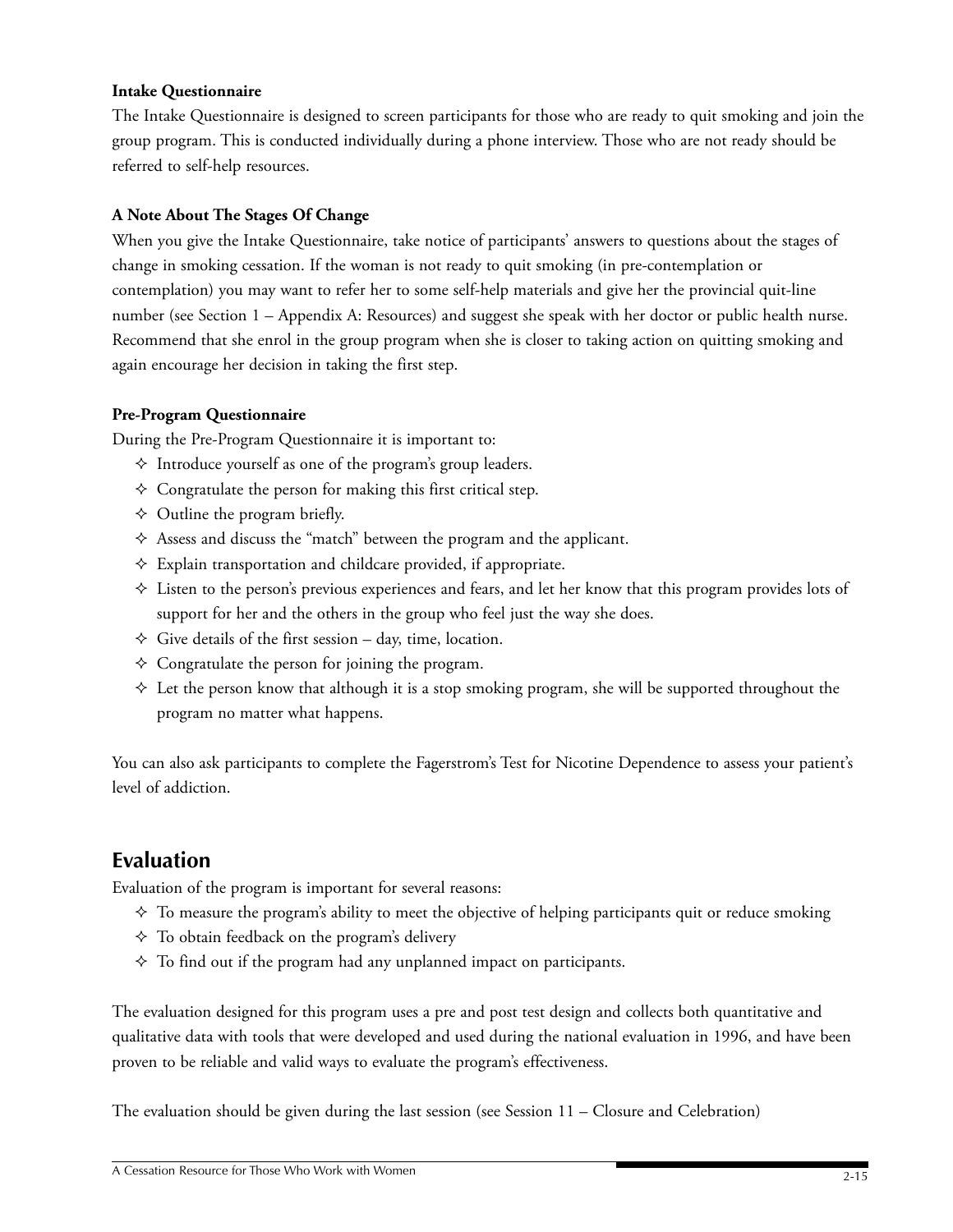**Intake Questionnaire**

The Intake Questionnaire is designed to screen participants for those who are ready to quit smoking and join the group program. This is conducted individually during a phone interview. Those who are not ready should be referred to self-help resources.

**A Note About The Stages Of Change**

When you give the Intake Questionnaire, take notice of participants' answers to questions about the stages of change in smoking cessation. If the woman is not ready to quit smoking (in pre-contemplation or contemplation) you may want to refer her to some self-help materials and give her the provincial quit-line number (see Section 1 – Appendix A: Resources) and suggest she speak with her doctor or public health nurse. Recommend that she enrol in the group program when she is closer to taking action on quitting smoking and again encourage her decision in taking the first step.

**Pre-Program Questionnaire**

During the Pre-Program Questionnaire it is important to:

- Introduce yourself as one of the program's group leaders.
- Congratulate the person for making this first critical step.
- Outline the program briefly.
- Assess and discuss the "match" between the program and the applicant.
- Explain transportation and childcare provided, if appropriate.
- Listen to the person's previous experiences and fears, and let her know that this program provides lots of support for her and the others in the group who feel just the way she does.
- Give details of the first session – day, time, location.
- Congratulate the person for joining the program.
- Let the person know that although it is a stop smoking program, she will be supported throughout the program no matter what happens.

You can also ask participants to complete the Fagerstrom's Test for Nicotine Dependence to assess your patient's level of addiction.

## Evaluation

Evaluation of the program is important for several reasons:

- To measure the program's ability to meet the objective of helping participants quit or reduce smoking
- To obtain feedback on the program's delivery
- To find out if the program had any unplanned impact on participants.

The evaluation designed for this program uses a pre and post test design and collects both quantitative and qualitative data with tools that were developed and used during the national evaluation in 1996, and have been proven to be reliable and valid ways to evaluate the program's effectiveness.

The evaluation should be given during the last session (see Session 11 – Closure and Celebration)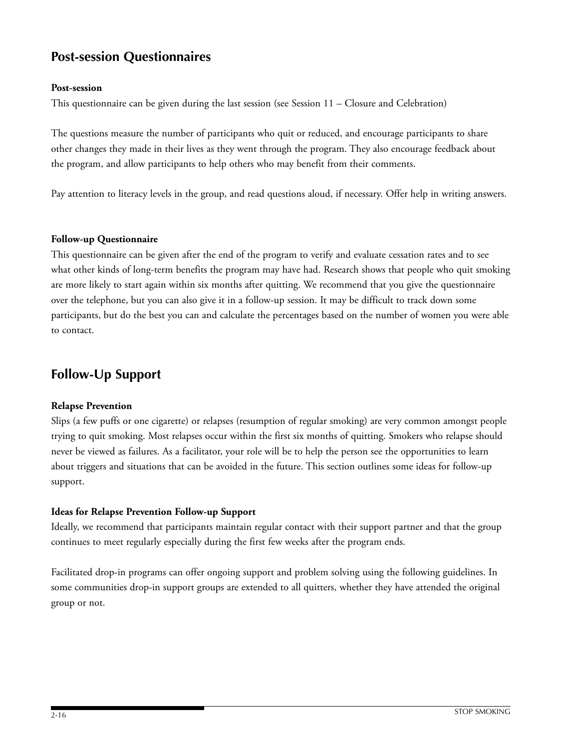## Post-session Questionnaires

**Post-session**

This questionnaire can be given during the last session (see Session 11 – Closure and Celebration)

The questions measure the number of participants who quit or reduced, and encourage participants to share other changes they made in their lives as they went through the program. They also encourage feedback about the program, and allow participants to help others who may benefit from their comments.

Pay attention to literacy levels in the group, and read questions aloud, if necessary. Offer help in writing answers.

**Follow-up Questionnaire**

This questionnaire can be given after the end of the program to verify and evaluate cessation rates and to see what other kinds of long-term benefits the program may have had. Research shows that people who quit smoking are more likely to start again within six months after quitting. We recommend that you give the questionnaire over the telephone, but you can also give it in a follow-up session. It may be difficult to track down some participants, but do the best you can and calculate the percentages based on the number of women you were able to contact.

## Follow-Up Support

**Relapse Prevention**

Slips (a few puffs or one cigarette) or relapses (resumption of regular smoking) are very common amongst people trying to quit smoking. Most relapses occur within the first six months of quitting. Smokers who relapse should never be viewed as failures. As a facilitator, your role will be to help the person see the opportunities to learn about triggers and situations that can be avoided in the future. This section outlines some ideas for follow-up support.

**Ideas for Relapse Prevention Follow-up Support**

Ideally, we recommend that participants maintain regular contact with their support partner and that the group continues to meet regularly especially during the first few weeks after the program ends.

Facilitated drop-in programs can offer ongoing support and problem solving using the following guidelines. In some communities drop-in support groups are extended to all quitters, whether they have attended the original group or not.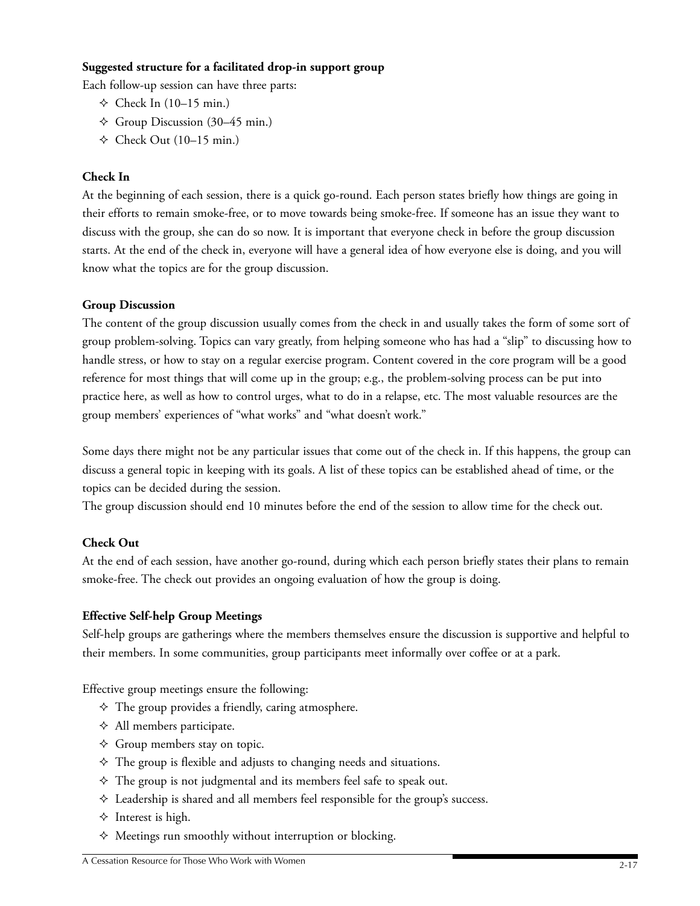**Suggested structure for a facilitated drop-in support group**

Each follow-up session can have three parts:

- Check In (10–15 min.)
- Group Discussion (30–45 min.)
- Check Out (10–15 min.)

**Check In**

At the beginning of each session, there is a quick go-round. Each person states briefly how things are going in their efforts to remain smoke-free, or to move towards being smoke-free. If someone has an issue they want to discuss with the group, she can do so now. It is important that everyone check in before the group discussion starts. At the end of the check in, everyone will have a general idea of how everyone else is doing, and you will know what the topics are for the group discussion.

**Group Discussion**

The content of the group discussion usually comes from the check in and usually takes the form of some sort of group problem-solving. Topics can vary greatly, from helping someone who has had a "slip" to discussing how to handle stress, or how to stay on a regular exercise program. Content covered in the core program will be a good reference for most things that will come up in the group; e.g., the problem-solving process can be put into practice here, as well as how to control urges, what to do in a relapse, etc. The most valuable resources are the group members' experiences of "what works" and "what doesn't work."

Some days there might not be any particular issues that come out of the check in. If this happens, the group can discuss a general topic in keeping with its goals. A list of these topics can be established ahead of time, or the topics can be decided during the session.

The group discussion should end 10 minutes before the end of the session to allow time for the check out.

**Check Out**

At the end of each session, have another go-round, during which each person briefly states their plans to remain smoke-free. The check out provides an ongoing evaluation of how the group is doing.

**Effective Self-help Group Meetings**

Self-help groups are gatherings where the members themselves ensure the discussion is supportive and helpful to their members. In some communities, group participants meet informally over coffee or at a park.

Effective group meetings ensure the following:

- The group provides a friendly, caring atmosphere.
- All members participate.
- Group members stay on topic.
- The group is flexible and adjusts to changing needs and situations.
- The group is not judgmental and its members feel safe to speak out.
- Leadership is shared and all members feel responsible for the group's success.
- Interest is high.
- Meetings run smoothly without interruption or blocking.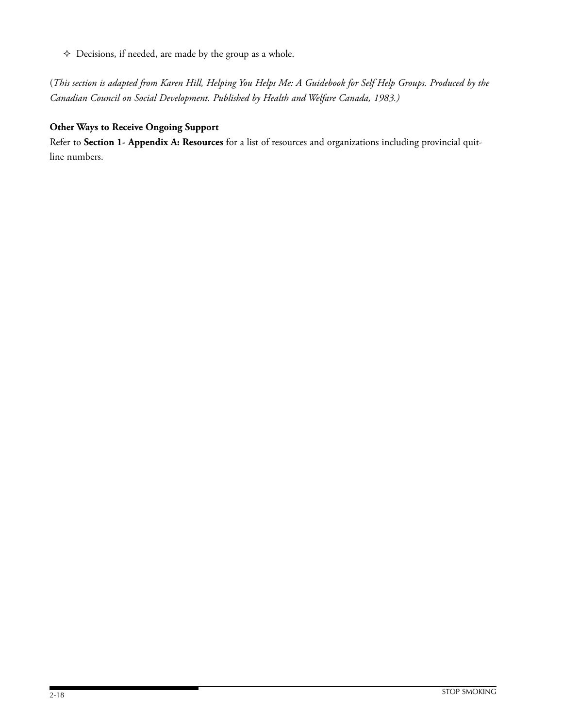- Decisions, if needed, are made by the group as a whole.

(*This section is adapted from Karen Hill, Helping You Helps Me: A Guidebook for Self Help Groups. Produced by the Canadian Council on Social Development. Published by Health and Welfare Canada, 1983.)*

**Other Ways to Receive Ongoing Support**

Refer to **Section 1- Appendix A: Resources** for a list of resources and organizations including provincial quit-line numbers.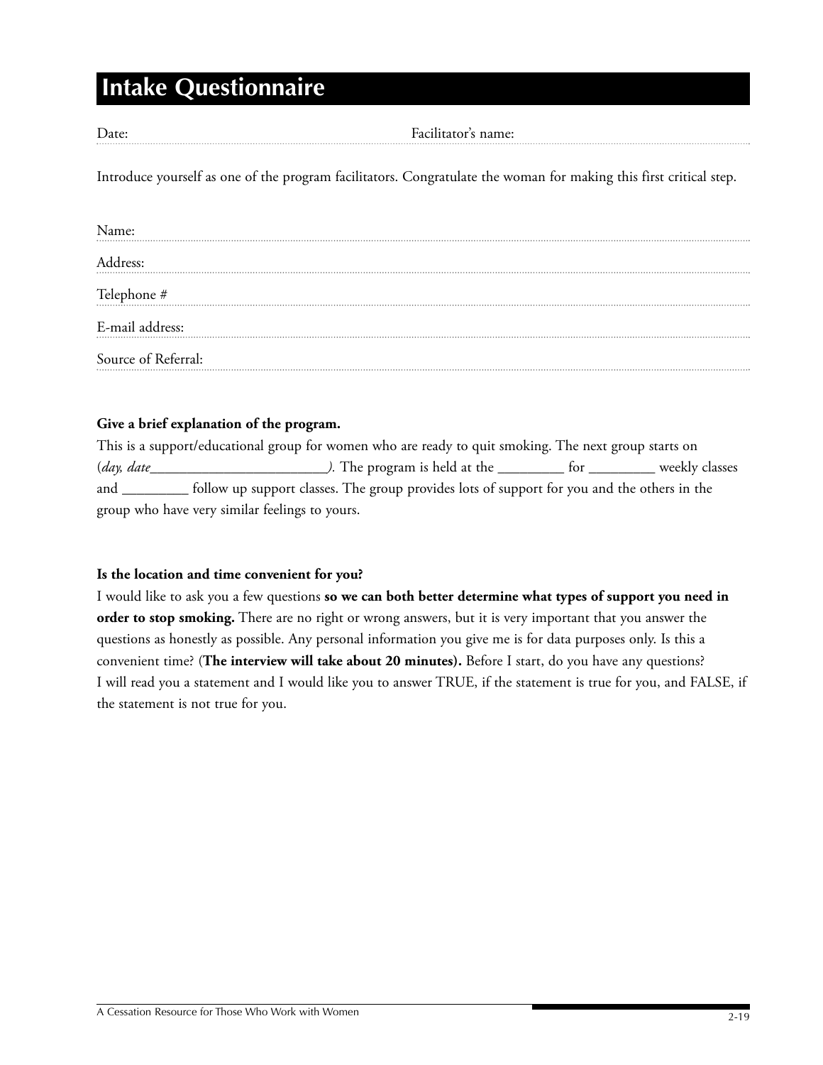# Intake Questionnaire

Date: Facilitator's name:

Introduce yourself as one of the program facilitators. Congratulate the woman for making this first critical step.

Name:

Address:

Telephone #

E-mail address:

Source of Referral:

**Give a brief explanation of the program.**

This is a support/educational group for women who are ready to quit smoking. The next group starts on (*day, date________________________).* The program is held at the _________ for _________ weekly classes and _________ follow up support classes. The group provides lots of support for you and the others in the group who have very similar feelings to yours.

**Is the location and time convenient for you?**

I would like to ask you a few questions **so we can both better determine what types of support you need in order to stop smoking.** There are no right or wrong answers, but it is very important that you answer the questions as honestly as possible. Any personal information you give me is for data purposes only. Is this a convenient time? (**The interview will take about 20 minutes).** Before I start, do you have any questions? I will read you a statement and I would like you to answer TRUE, if the statement is true for you, and FALSE, if the statement is not true for you.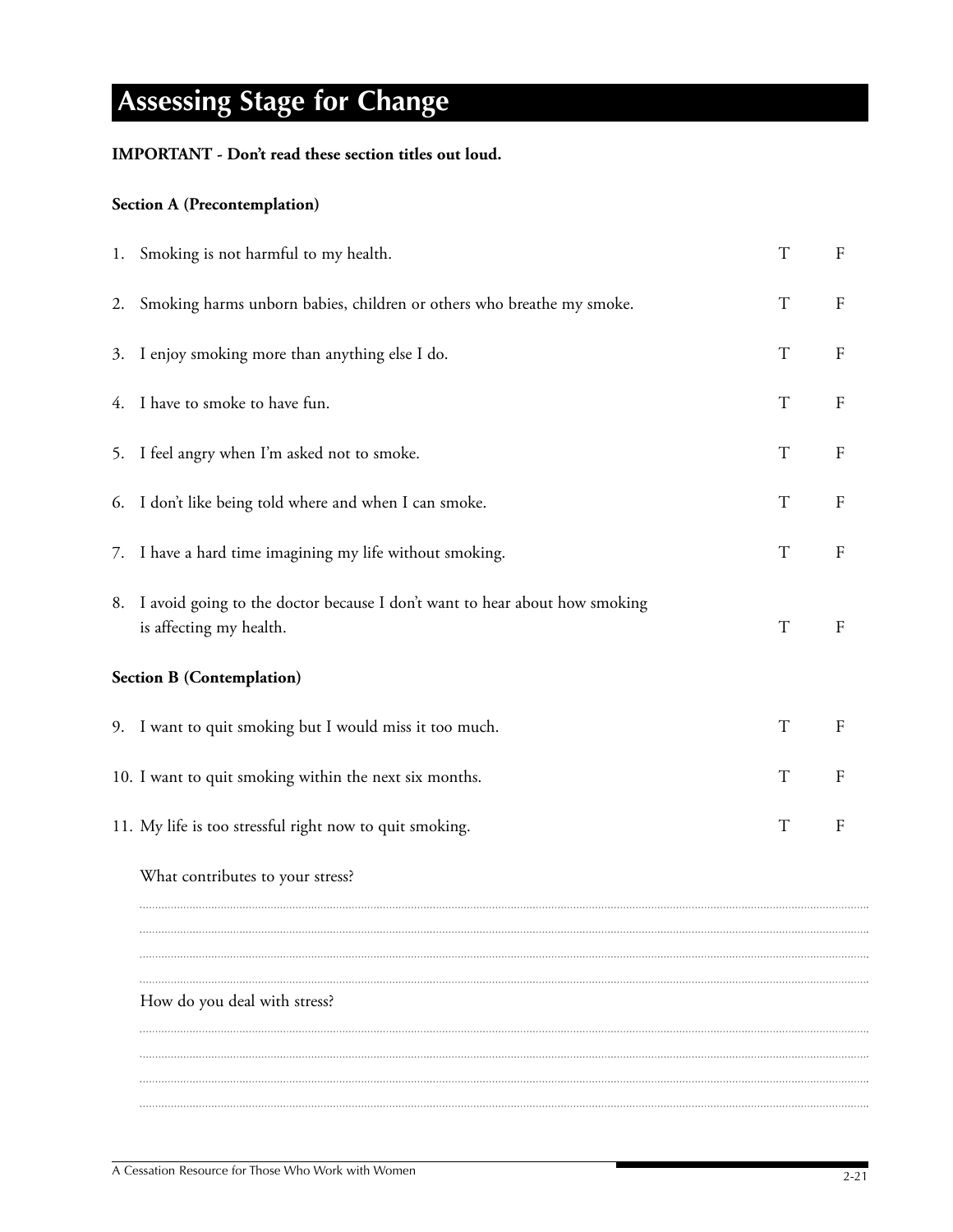# Assessing Stage for Change

**IMPORTANT - Don't read these section titles out loud.**

**Section A (Precontemplation)**

1. Smoking is not harmful to my health. T F
2. Smoking harms unborn babies, children or others who breathe my smoke. T F
3. I enjoy smoking more than anything else I do. T F
4. I have to smoke to have fun. T F
5. I feel angry when I'm asked not to smoke. T F
6. I don't like being told where and when I can smoke. T F
7. I have a hard time imagining my life without smoking. T F
8. I avoid going to the doctor because I don't want to hear about how smoking is affecting my health. T F

**Section B (Contemplation)**

9. I want to quit smoking but I would miss it too much. T F
10. I want to quit smoking within the next six months. T F
11. My life is too stressful right now to quit smoking. T F

What contributes to your stress?

..............................................................................................................................

..............................................................................................................................

..............................................................................................................................

..............................................................................................................................

How do you deal with stress?

..............................................................................................................................

..............................................................................................................................

..............................................................................................................................

..............................................................................................................................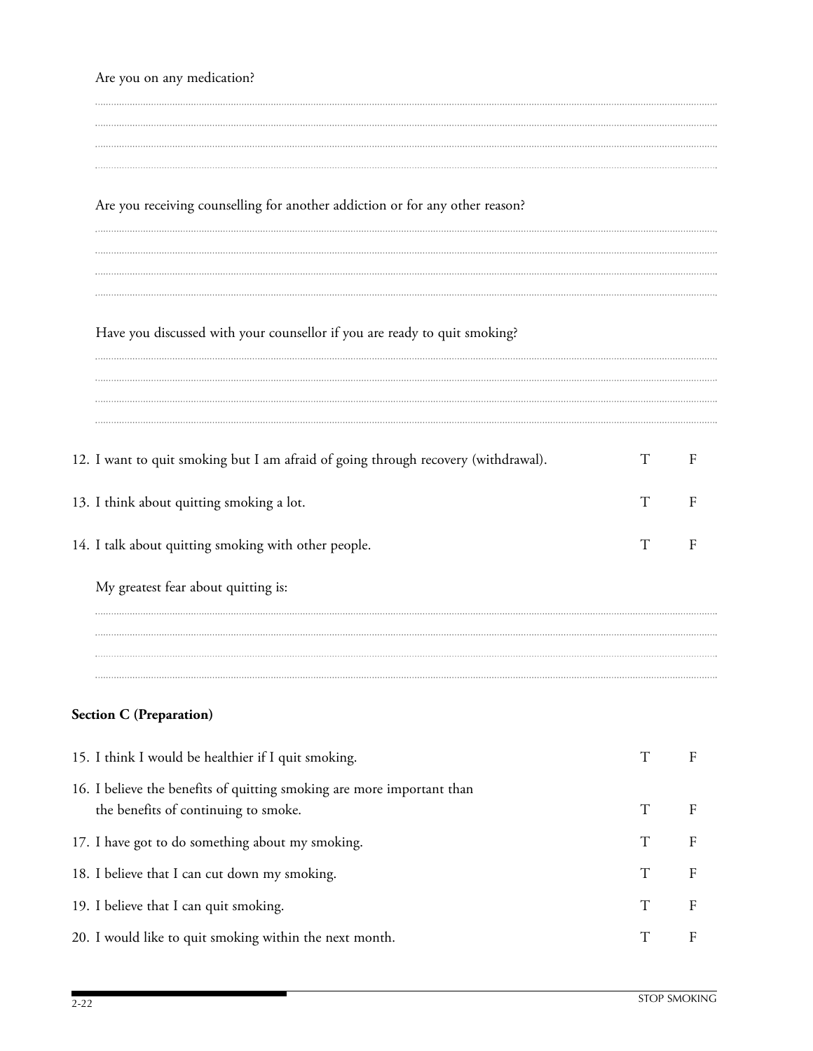Are you on any medication?

................................................................................................................................................................
................................................................................................................................................................
................................................................................................................................................................
................................................................................................................................................................

Are you receiving counselling for another addiction or for any other reason?

................................................................................................................................................................
................................................................................................................................................................
................................................................................................................................................................
................................................................................................................................................................

Have you discussed with your counsellor if you are ready to quit smoking?

................................................................................................................................................................
................................................................................................................................................................
................................................................................................................................................................
................................................................................................................................................................

12. I want to quit smoking but I am afraid of going through recovery (withdrawal). T F

13. I think about quitting smoking a lot. T F

14. I talk about quitting smoking with other people. T F

My greatest fear about quitting is:

................................................................................................................................................................
................................................................................................................................................................
................................................................................................................................................................
................................................................................................................................................................

**Section C (Preparation)**

15. I think I would be healthier if I quit smoking. T F

16. I believe the benefits of quitting smoking are more important than the benefits of continuing to smoke. T F

17. I have got to do something about my smoking. T F

18. I believe that I can cut down my smoking. T F

19. I believe that I can quit smoking. T F

20. I would like to quit smoking within the next month. T F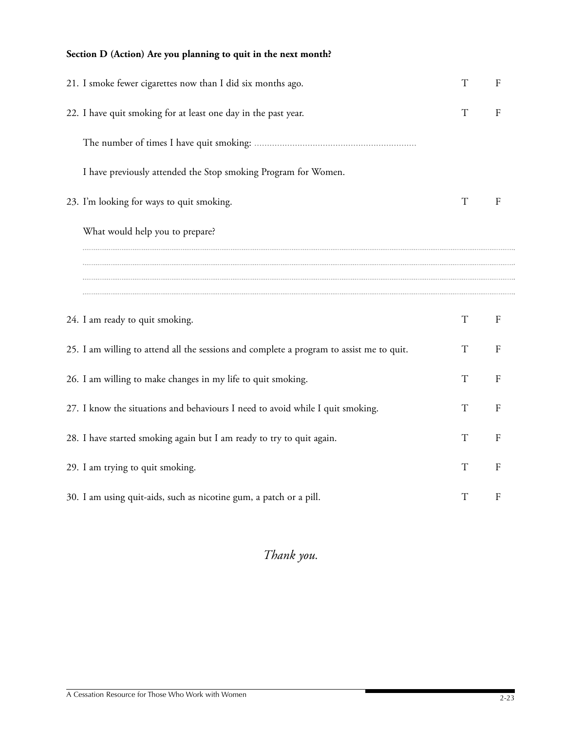**Section D (Action) Are you planning to quit in the next month?**

21. I smoke fewer cigarettes now than I did six months ago. T F

22. I have quit smoking for at least one day in the past year. T F

    The number of times I have quit smoking: ................................................................

    I have previously attended the Stop smoking Program for Women.

23. I'm looking for ways to quit smoking. T F

    What would help you to prepare?

    ..........................................................................................................................................................................................................................

    ..........................................................................................................................................................................................................................

    ..........................................................................................................................................................................................................................

    ..........................................................................................................................................................................................................................

24. I am ready to quit smoking. T F

25. I am willing to attend all the sessions and complete a program to assist me to quit. T F

26. I am willing to make changes in my life to quit smoking. T F

27. I know the situations and behaviours I need to avoid while I quit smoking. T F

28. I have started smoking again but I am ready to try to quit again. T F

29. I am trying to quit smoking. T F

30. I am using quit-aids, such as nicotine gum, a patch or a pill. T F

*Thank you.*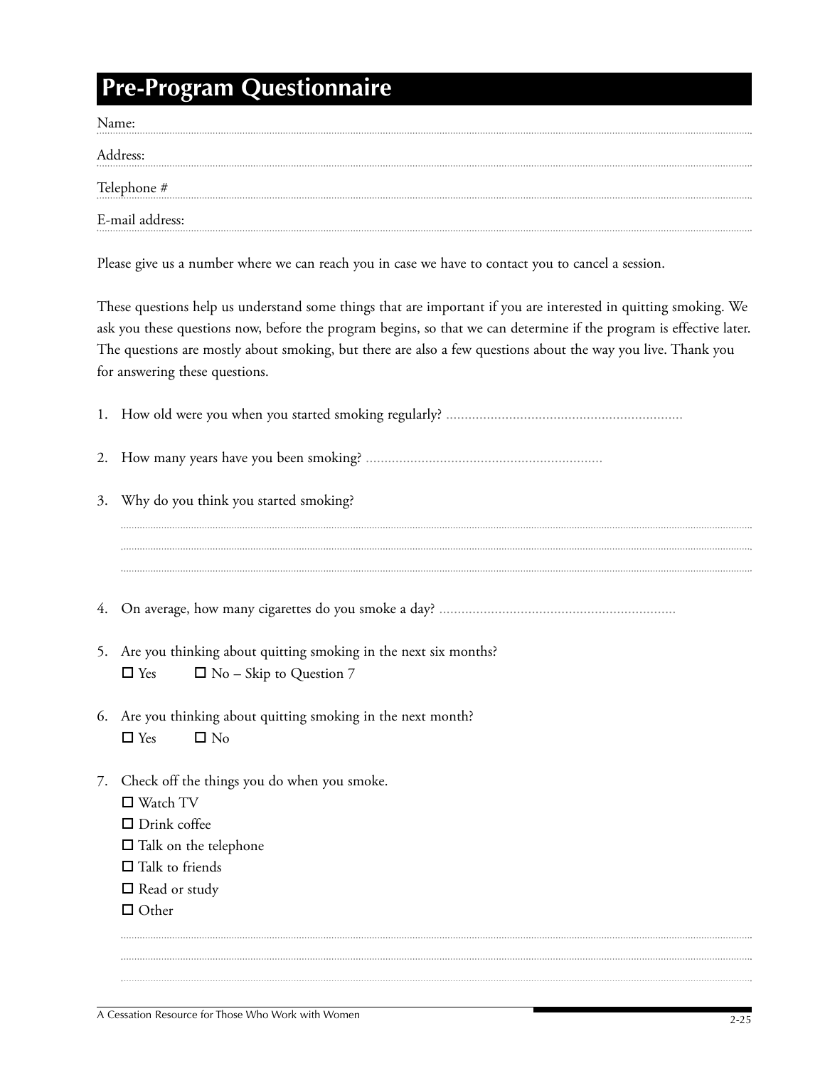# Pre-Program Questionnaire

Name: ..........................................................................................................

Address: ..........................................................................................................

Telephone # ..........................................................................................................

E-mail address: ..........................................................................................................

Please give us a number where we can reach you in case we have to contact you to cancel a session.

These questions help us understand some things that are important if you are interested in quitting smoking. We ask you these questions now, before the program begins, so that we can determine if the program is effective later. The questions are mostly about smoking, but there are also a few questions about the way you live. Thank you for answering these questions.

1. How old were you when you started smoking regularly? ................................................................

2. How many years have you been smoking? ................................................................

3. Why do you think you started smoking?

   ..........................................................................................................

   ..........................................................................................................

   ..........................................................................................................

4. On average, how many cigarettes do you smoke a day? ................................................................

5. Are you thinking about quitting smoking in the next six months?

   ☐ Yes ☐ No – Skip to Question 7

6. Are you thinking about quitting smoking in the next month?

   ☐ Yes ☐ No

7. Check off the things you do when you smoke.

   ☐ Watch TV
   ☐ Drink coffee
   ☐ Talk on the telephone
   ☐ Talk to friends
   ☐ Read or study
   ☐ Other

   ..........................................................................................................

   ..........................................................................................................

   ..........................................................................................................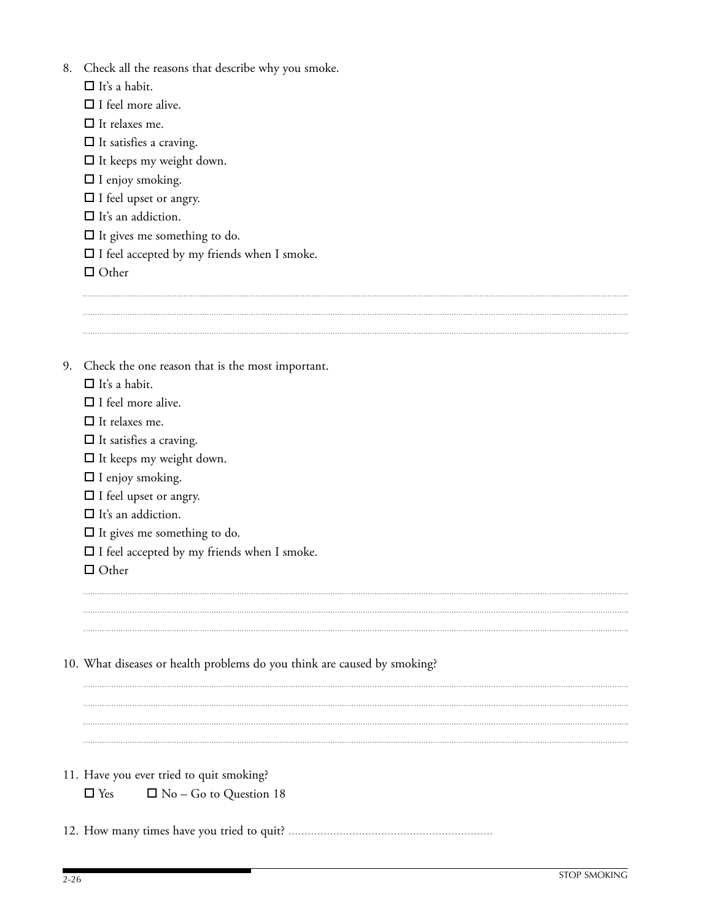8. Check all the reasons that describe why you smoke.
   - ☐ It's a habit.
   - ☐ I feel more alive.
   - ☐ It relaxes me.
   - ☐ It satisfies a craving.
   - ☐ It keeps my weight down.
   - ☐ I enjoy smoking.
   - ☐ I feel upset or angry.
   - ☐ It's an addiction.
   - ☐ It gives me something to do.
   - ☐ I feel accepted by my friends when I smoke.
   - ☐ Other

   ..........................................................................................

   ..........................................................................................

   ..........................................................................................

9. Check the one reason that is the most important.
   - ☐ It's a habit.
   - ☐ I feel more alive.
   - ☐ It relaxes me.
   - ☐ It satisfies a craving.
   - ☐ It keeps my weight down.
   - ☐ I enjoy smoking.
   - ☐ I feel upset or angry.
   - ☐ It's an addiction.
   - ☐ It gives me something to do.
   - ☐ I feel accepted by my friends when I smoke.
   - ☐ Other

   ..........................................................................................

   ..........................................................................................

   ..........................................................................................

10. What diseases or health problems do you think are caused by smoking?

    ..........................................................................................

    ..........................................................................................

    ..........................................................................................

    ..........................................................................................

11. Have you ever tried to quit smoking?

    ☐ Yes ☐ No – Go to Question 18

12. How many times have you tried to quit? ................................................................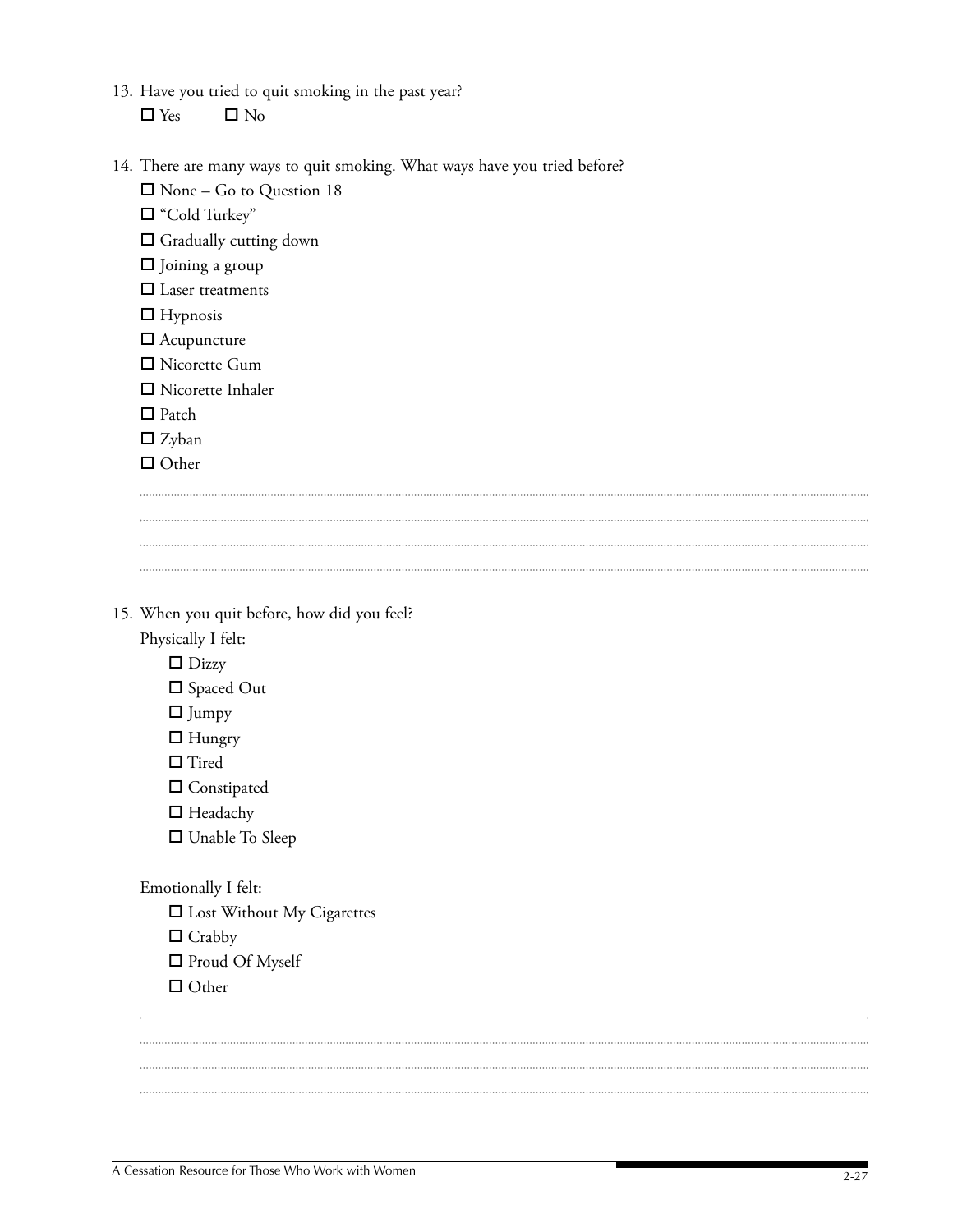13. Have you tried to quit smoking in the past year?

☐ Yes ☐ No

14. There are many ways to quit smoking. What ways have you tried before?

☐ None – Go to Question 18
☐ "Cold Turkey"
☐ Gradually cutting down
☐ Joining a group
☐ Laser treatments
☐ Hypnosis
☐ Acupuncture
☐ Nicorette Gum
☐ Nicorette Inhaler
☐ Patch
☐ Zyban
☐ Other

..............................................................................................................................................

..............................................................................................................................................

..............................................................................................................................................

..............................................................................................................................................

15. When you quit before, how did you feel?

Physically I felt:

☐ Dizzy
☐ Spaced Out
☐ Jumpy
☐ Hungry
☐ Tired
☐ Constipated
☐ Headachy
☐ Unable To Sleep

Emotionally I felt:

☐ Lost Without My Cigarettes
☐ Crabby
☐ Proud Of Myself
☐ Other

..............................................................................................................................................

..............................................................................................................................................

..............................................................................................................................................

..............................................................................................................................................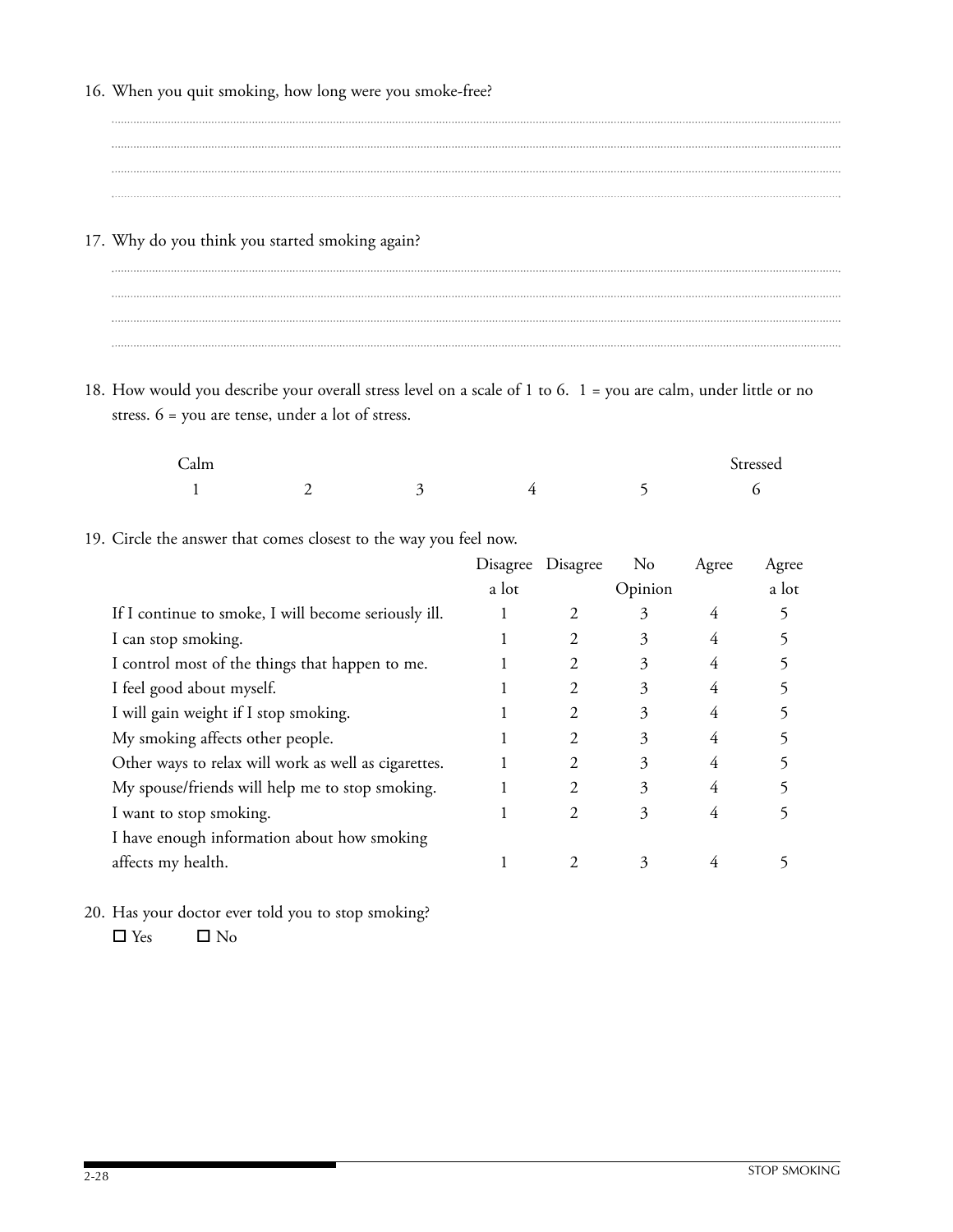16. When you quit smoking, how long were you smoke-free?

..............................................................................................................................................................................................................

..............................................................................................................................................................................................................

..............................................................................................................................................................................................................

..............................................................................................................................................................................................................

17. Why do you think you started smoking again?

..............................................................................................................................................................................................................

..............................................................................................................................................................................................................

..............................................................................................................................................................................................................

..............................................................................................................................................................................................................

18. How would you describe your overall stress level on a scale of 1 to 6. 1 = you are calm, under little or no stress. 6 = you are tense, under a lot of stress.

| Calm | | | | | Stressed |
|---|---|---|---|---|---|
| 1 | 2 | 3 | 4 | 5 | 6 |

19. Circle the answer that comes closest to the way you feel now.

| | Disagree a lot | Disagree | No Opinion | Agree | Agree a lot |
|---|---|---|---|---|---|
| If I continue to smoke, I will become seriously ill. | 1 | 2 | 3 | 4 | 5 |
| I can stop smoking. | 1 | 2 | 3 | 4 | 5 |
| I control most of the things that happen to me. | 1 | 2 | 3 | 4 | 5 |
| I feel good about myself. | 1 | 2 | 3 | 4 | 5 |
| I will gain weight if I stop smoking. | 1 | 2 | 3 | 4 | 5 |
| My smoking affects other people. | 1 | 2 | 3 | 4 | 5 |
| Other ways to relax will work as well as cigarettes. | 1 | 2 | 3 | 4 | 5 |
| My spouse/friends will help me to stop smoking. | 1 | 2 | 3 | 4 | 5 |
| I want to stop smoking. | 1 | 2 | 3 | 4 | 5 |
| I have enough information about how smoking affects my health. | 1 | 2 | 3 | 4 | 5 |

20. Has your doctor ever told you to stop smoking?

☐ Yes ☐ No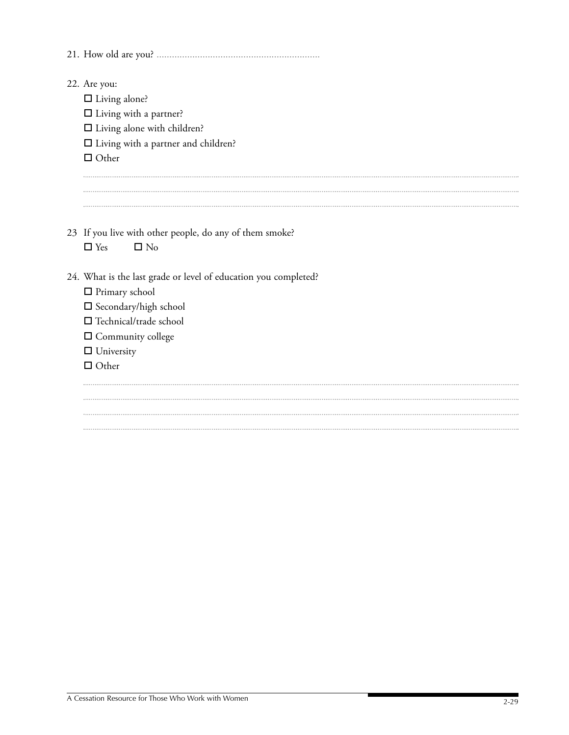21. How old are you? ................................................................

22. Are you:
    - ☐ Living alone?
    - ☐ Living with a partner?
    - ☐ Living alone with children?
    - ☐ Living with a partner and children?
    - ☐ Other

    ..........................................................................................................................................................................................................

    ..........................................................................................................................................................................................................

    ..........................................................................................................................................................................................................

23 If you live with other people, do any of them smoke?
    ☐ Yes ☐ No

24. What is the last grade or level of education you completed?
    - ☐ Primary school
    - ☐ Secondary/high school
    - ☐ Technical/trade school
    - ☐ Community college
    - ☐ University
    - ☐ Other

    ..........................................................................................................................................................................................................

    ..........................................................................................................................................................................................................

    ..........................................................................................................................................................................................................

    ..........................................................................................................................................................................................................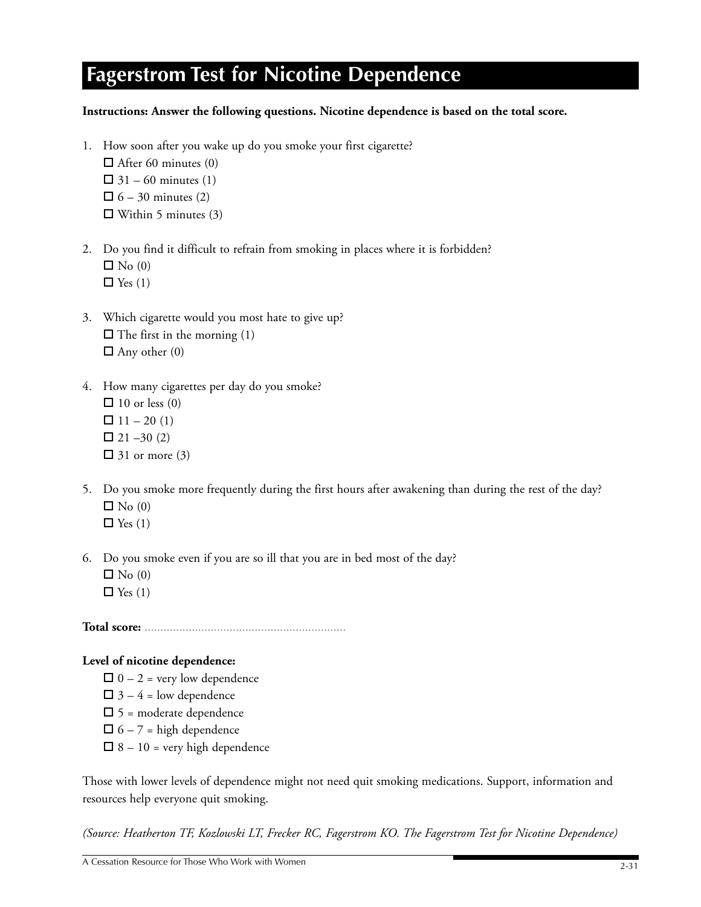# Fagerstrom Test for Nicotine Dependence

**Instructions: Answer the following questions. Nicotine dependence is based on the total score.**

1. How soon after you wake up do you smoke your first cigarette?
   - ☐ After 60 minutes (0)
   - ☐ 31 – 60 minutes (1)
   - ☐ 6 – 30 minutes (2)
   - ☐ Within 5 minutes (3)

2. Do you find it difficult to refrain from smoking in places where it is forbidden?
   - ☐ No (0)
   - ☐ Yes (1)

3. Which cigarette would you most hate to give up?
   - ☐ The first in the morning (1)
   - ☐ Any other (0)

4. How many cigarettes per day do you smoke?
   - ☐ 10 or less (0)
   - ☐ 11 – 20 (1)
   - ☐ 21 –30 (2)
   - ☐ 31 or more (3)

5. Do you smoke more frequently during the first hours after awakening than during the rest of the day?
   - ☐ No (0)
   - ☐ Yes (1)

6. Do you smoke even if you are so ill that you are in bed most of the day?
   - ☐ No (0)
   - ☐ Yes (1)

**Total score:** ................................................................

**Level of nicotine dependence:**

- ☐ 0 – 2 = very low dependence
- ☐ 3 – 4 = low dependence
- ☐ 5 = moderate dependence
- ☐ 6 – 7 = high dependence
- ☐ 8 – 10 = very high dependence

Those with lower levels of dependence might not need quit smoking medications. Support, information and resources help everyone quit smoking.

*(Source: Heatherton TF, Kozlowski LT, Frecker RC, Fagerstrom KO. The Fagerstrom Test for Nicotine Dependence)*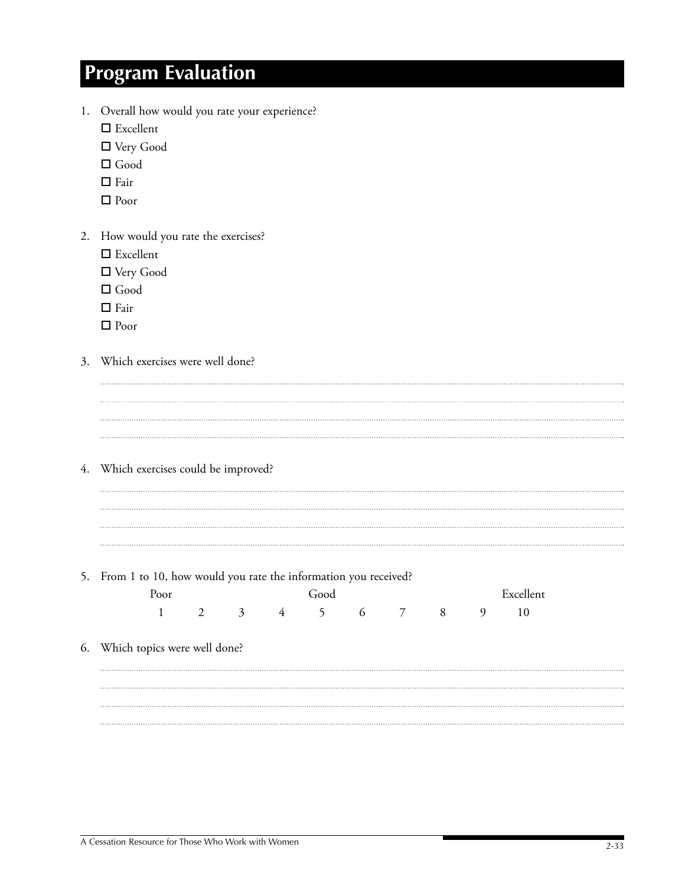# Program Evaluation

1. Overall how would you rate your experience?
   - ☐ Excellent
   - ☐ Very Good
   - ☐ Good
   - ☐ Fair
   - ☐ Poor

2. How would you rate the exercises?
   - ☐ Excellent
   - ☐ Very Good
   - ☐ Good
   - ☐ Fair
   - ☐ Poor

3. Which exercises were well done?

   ..............................................................................................................................

   ..............................................................................................................................

   ..............................................................................................................................

   ..............................................................................................................................

4. Which exercises could be improved?

   ..............................................................................................................................

   ..............................................................................................................................

   ..............................................................................................................................

   ..............................................................................................................................

5. From 1 to 10, how would you rate the information you received?

| Poor | | | | Good | | | | | Excellent |
|---|---|---|---|---|---|---|---|---|---|
| 1 | 2 | 3 | 4 | 5 | 6 | 7 | 8 | 9 | 10 |

6. Which topics were well done?

   ..............................................................................................................................

   ..............................................................................................................................

   ..............................................................................................................................

   ..............................................................................................................................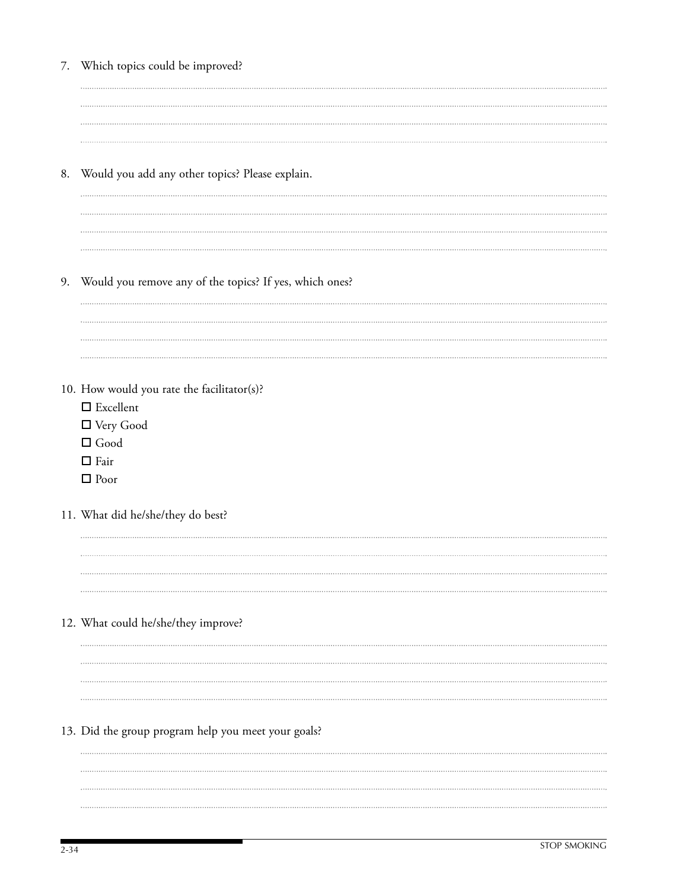7. Which topics could be improved?

..........................................................................................................................................................................................................
..........................................................................................................................................................................................................
..........................................................................................................................................................................................................
..........................................................................................................................................................................................................

8. Would you add any other topics? Please explain.

..........................................................................................................................................................................................................
..........................................................................................................................................................................................................
..........................................................................................................................................................................................................
..........................................................................................................................................................................................................

9. Would you remove any of the topics? If yes, which ones?

..........................................................................................................................................................................................................
..........................................................................................................................................................................................................
..........................................................................................................................................................................................................
..........................................................................................................................................................................................................

10. How would you rate the facilitator(s)?
    - ☐ Excellent
    - ☐ Very Good
    - ☐ Good
    - ☐ Fair
    - ☐ Poor

11. What did he/she/they do best?

..........................................................................................................................................................................................................
..........................................................................................................................................................................................................
..........................................................................................................................................................................................................
..........................................................................................................................................................................................................

12. What could he/she/they improve?

..........................................................................................................................................................................................................
..........................................................................................................................................................................................................
..........................................................................................................................................................................................................
..........................................................................................................................................................................................................

13. Did the group program help you meet your goals?

..........................................................................................................................................................................................................
..........................................................................................................................................................................................................
..........................................................................................................................................................................................................
..........................................................................................................................................................................................................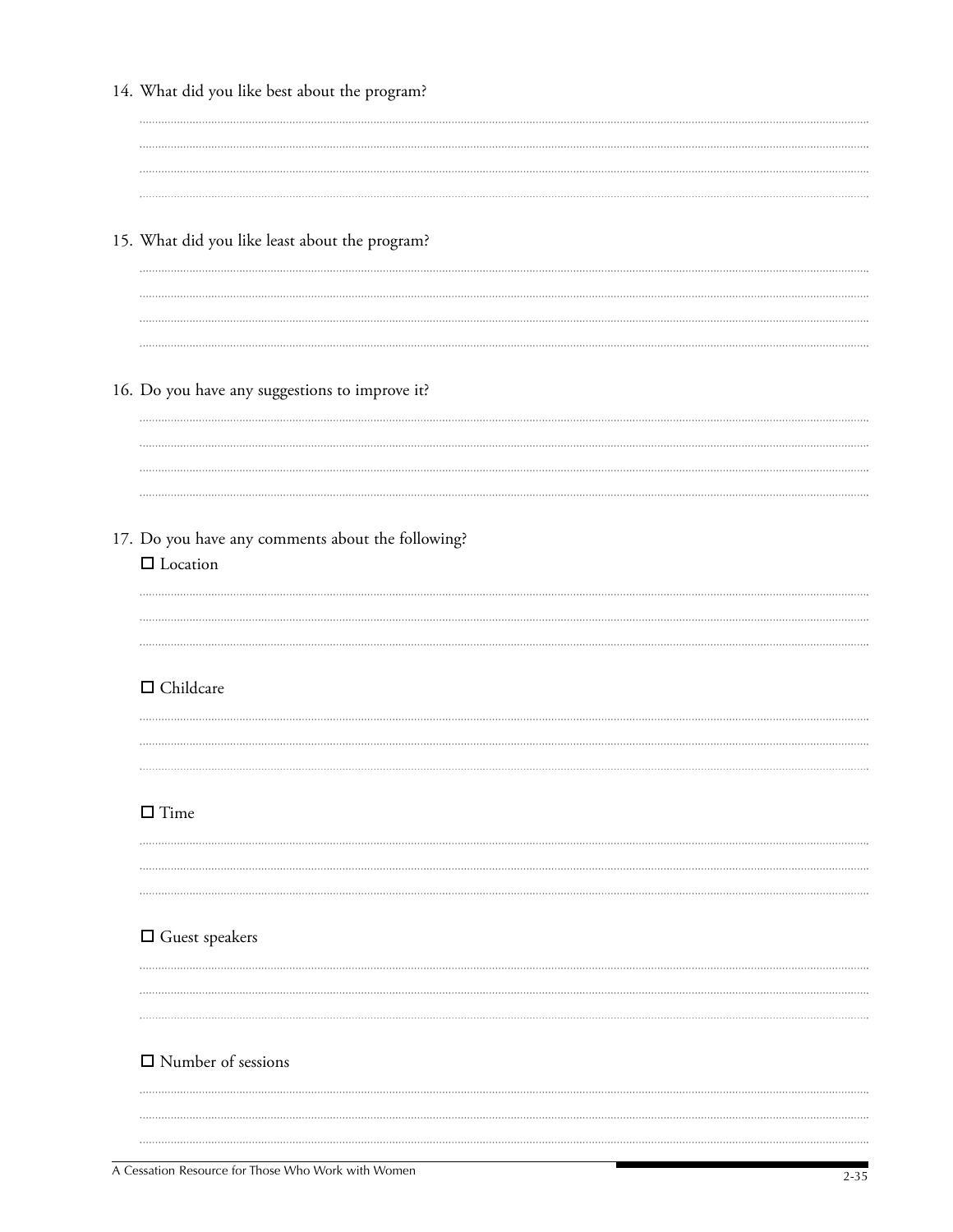14. What did you like best about the program?

15. What did you like least about the program?

16. Do you have any suggestions to improve it?

17. Do you have any comments about the following?

☐ Location

☐ Childcare

☐ Time

☐ Guest speakers

☐ Number of sessions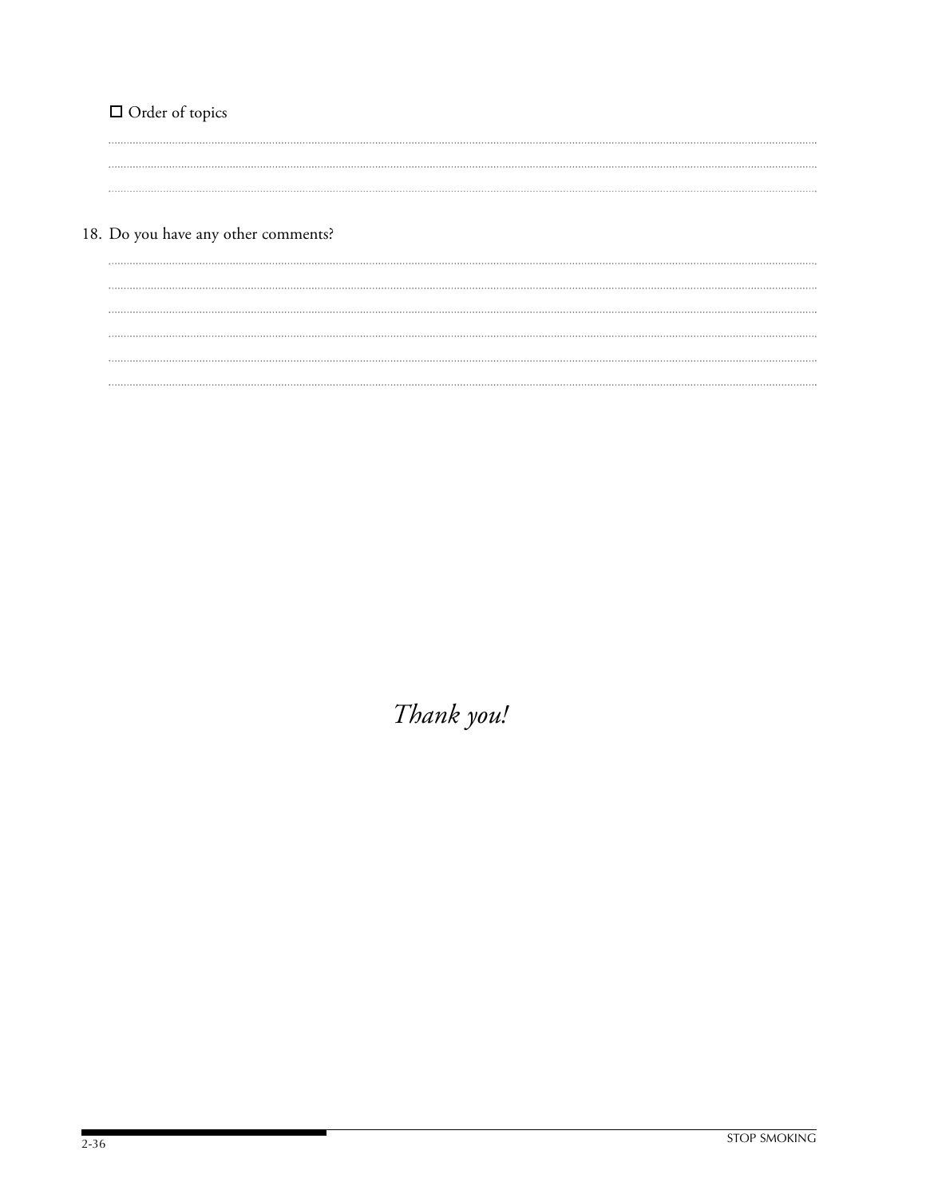☐ Order of topics

..............................................................................................................................................................................................................................

..............................................................................................................................................................................................................................

..............................................................................................................................................................................................................................

18. Do you have any other comments?

..............................................................................................................................................................................................................................

..............................................................................................................................................................................................................................

..............................................................................................................................................................................................................................

..............................................................................................................................................................................................................................

..............................................................................................................................................................................................................................

..............................................................................................................................................................................................................................

*Thank you!*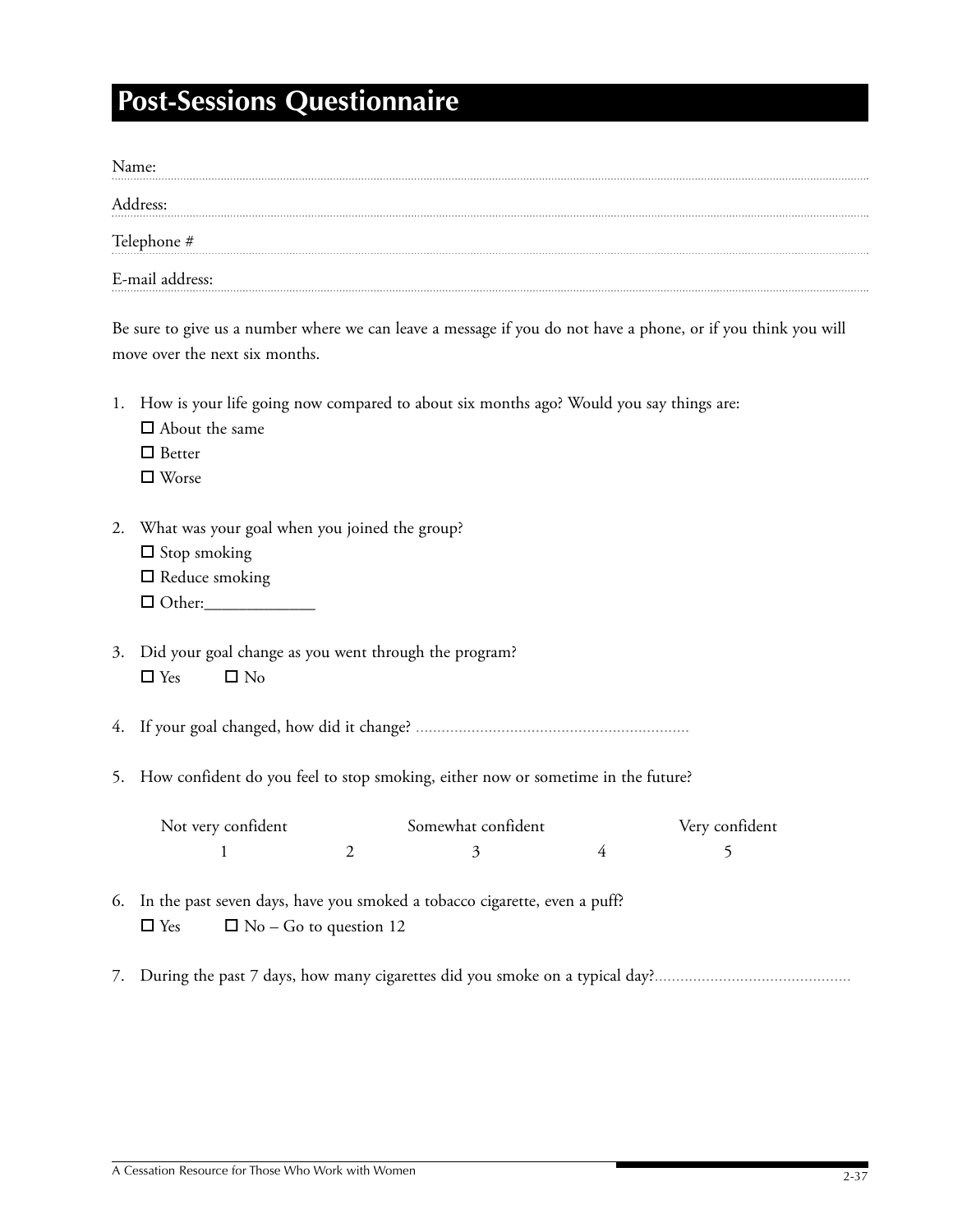# Post-Sessions Questionnaire

Name: ..............................................................................................................

Address: ..............................................................................................................

Telephone # ..............................................................................................................

E-mail address: ..............................................................................................................

Be sure to give us a number where we can leave a message if you do not have a phone, or if you think you will move over the next six months.

1. How is your life going now compared to about six months ago? Would you say things are:
   - ☐ About the same
   - ☐ Better
   - ☐ Worse

2. What was your goal when you joined the group?
   - ☐ Stop smoking
   - ☐ Reduce smoking
   - ☐ Other:_____________

3. Did your goal change as you went through the program?
   ☐ Yes ☐ No

4. If your goal changed, how did it change? ................................................................

5. How confident do you feel to stop smoking, either now or sometime in the future?

| Not very confident | | Somewhat confident | | Very confident |
|---|---|---|---|---|
| 1 | 2 | 3 | 4 | 5 |

6. In the past seven days, have you smoked a tobacco cigarette, even a puff?
   ☐ Yes ☐ No – Go to question 12

7. During the past 7 days, how many cigarettes did you smoke on a typical day?.............................................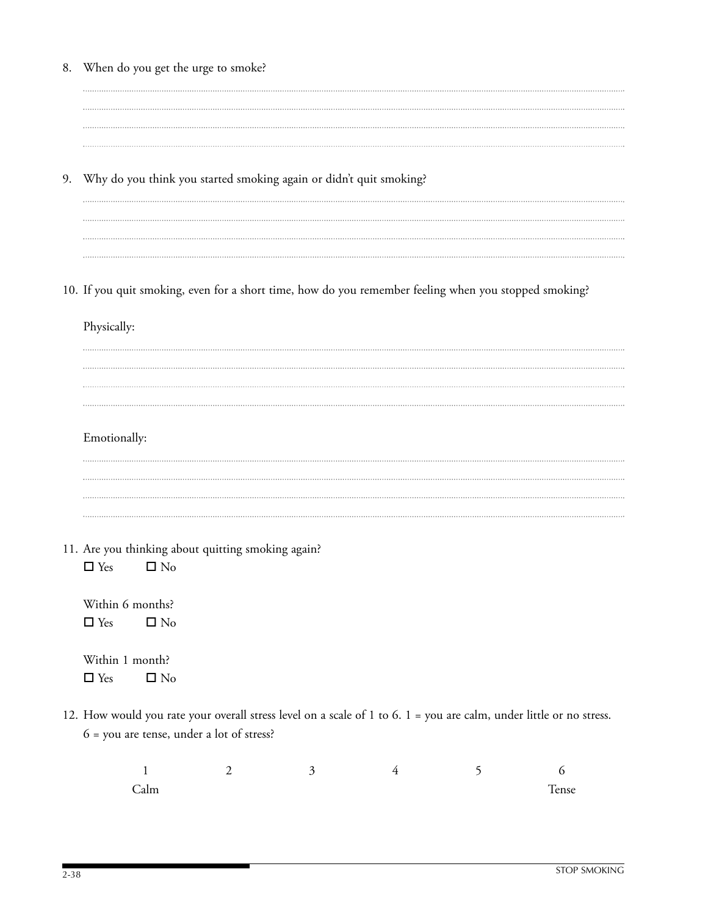8. When do you get the urge to smoke?

.......................................................................................................................................................................................................

.......................................................................................................................................................................................................

.......................................................................................................................................................................................................

.......................................................................................................................................................................................................

9. Why do you think you started smoking again or didn't quit smoking?

.......................................................................................................................................................................................................

.......................................................................................................................................................................................................

.......................................................................................................................................................................................................

.......................................................................................................................................................................................................

10. If you quit smoking, even for a short time, how do you remember feeling when you stopped smoking?

    Physically:

    .......................................................................................................................................................................................................

    .......................................................................................................................................................................................................

    .......................................................................................................................................................................................................

    .......................................................................................................................................................................................................

    Emotionally:

    .......................................................................................................................................................................................................

    .......................................................................................................................................................................................................

    .......................................................................................................................................................................................................

    .......................................................................................................................................................................................................

11. Are you thinking about quitting smoking again?

    ☐ Yes ☐ No

    Within 6 months?

    ☐ Yes ☐ No

    Within 1 month?

    ☐ Yes ☐ No

12. How would you rate your overall stress level on a scale of 1 to 6. 1 = you are calm, under little or no stress. 6 = you are tense, under a lot of stress?

| 1 | 2 | 3 | 4 | 5 | 6 |
|---|---|---|---|---|---|
| Calm | | | | | Tense |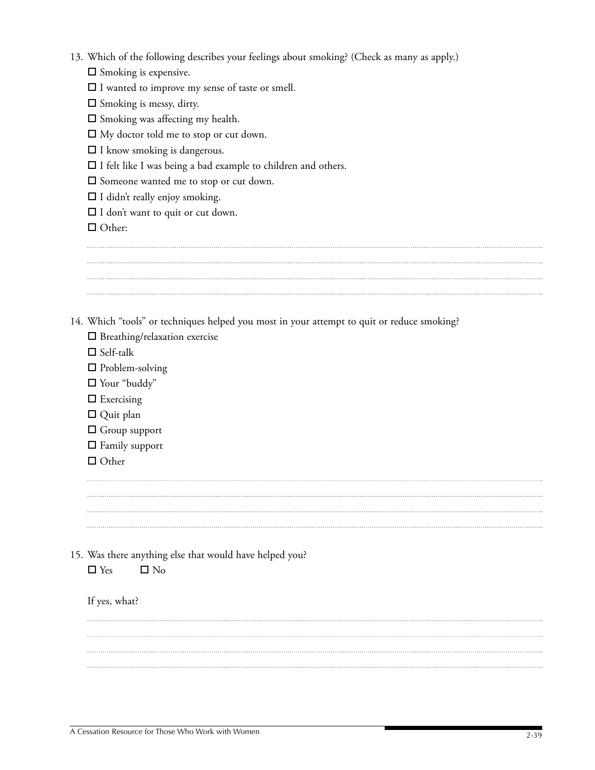13. Which of the following describes your feelings about smoking? (Check as many as apply.)

    - ☐ Smoking is expensive.
    - ☐ I wanted to improve my sense of taste or smell.
    - ☐ Smoking is messy, dirty.
    - ☐ Smoking was affecting my health.
    - ☐ My doctor told me to stop or cut down.
    - ☐ I know smoking is dangerous.
    - ☐ I felt like I was being a bad example to children and others.
    - ☐ Someone wanted me to stop or cut down.
    - ☐ I didn't really enjoy smoking.
    - ☐ I don't want to quit or cut down.
    - ☐ Other:

    ..............................................................................................................................................

    ..............................................................................................................................................

    ..............................................................................................................................................

    ..............................................................................................................................................

14. Which "tools" or techniques helped you most in your attempt to quit or reduce smoking?

    - ☐ Breathing/relaxation exercise
    - ☐ Self-talk
    - ☐ Problem-solving
    - ☐ Your "buddy"
    - ☐ Exercising
    - ☐ Quit plan
    - ☐ Group support
    - ☐ Family support
    - ☐ Other

    ..............................................................................................................................................

    ..............................................................................................................................................

    ..............................................................................................................................................

    ..............................................................................................................................................

15. Was there anything else that would have helped you?

    ☐ Yes ☐ No

    If yes, what?

    ..............................................................................................................................................

    ..............................................................................................................................................

    ..............................................................................................................................................

    ..............................................................................................................................................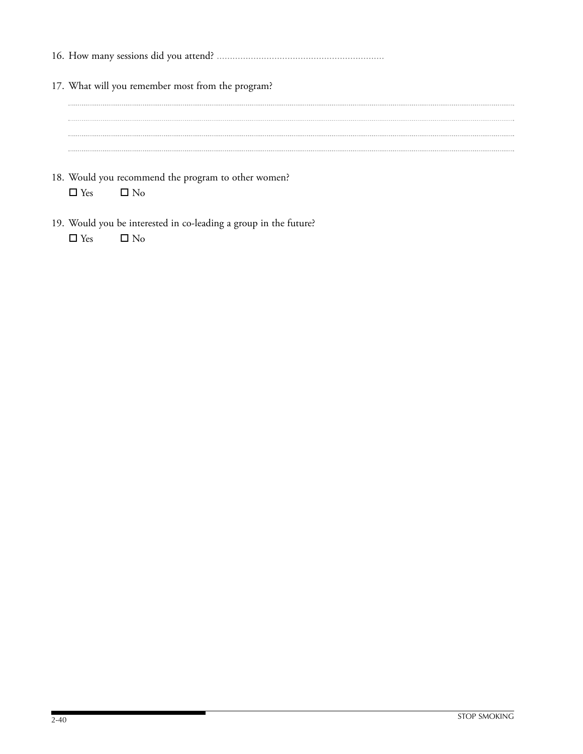16. How many sessions did you attend? ................................................................

17. What will you remember most from the program?

...........................................................................................................................................................................................................

...........................................................................................................................................................................................................

...........................................................................................................................................................................................................

...........................................................................................................................................................................................................

18. Would you recommend the program to other women?
    - ☐ Yes
    - ☐ No

19. Would you be interested in co-leading a group in the future?
    - ☐ Yes
    - ☐ No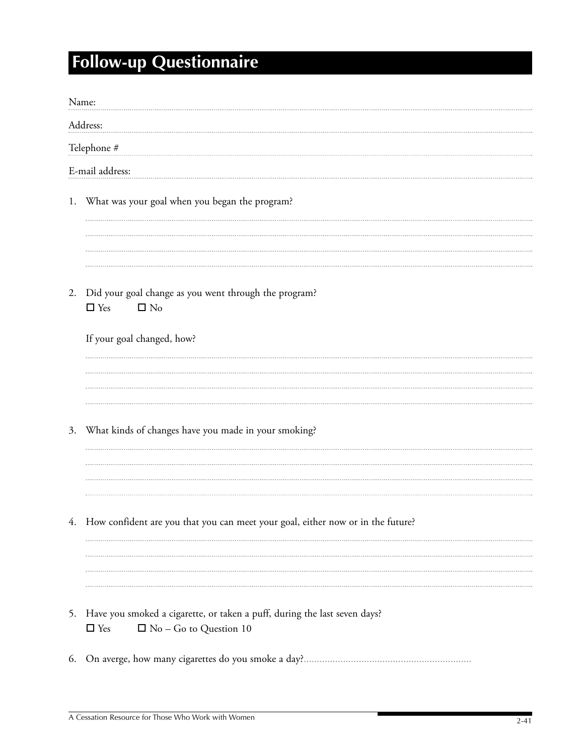# Follow-up Questionnaire

Name:

Address:

Telephone #

E-mail address:

1. What was your goal when you began the program?

2. Did your goal change as you went through the program?

   ☐ Yes ☐ No

   If your goal changed, how?

3. What kinds of changes have you made in your smoking?

4. How confident are you that you can meet your goal, either now or in the future?

5. Have you smoked a cigarette, or taken a puff, during the last seven days?

   ☐ Yes ☐ No – Go to Question 10

6. On averge, how many cigarettes do you smoke a day?...............................................................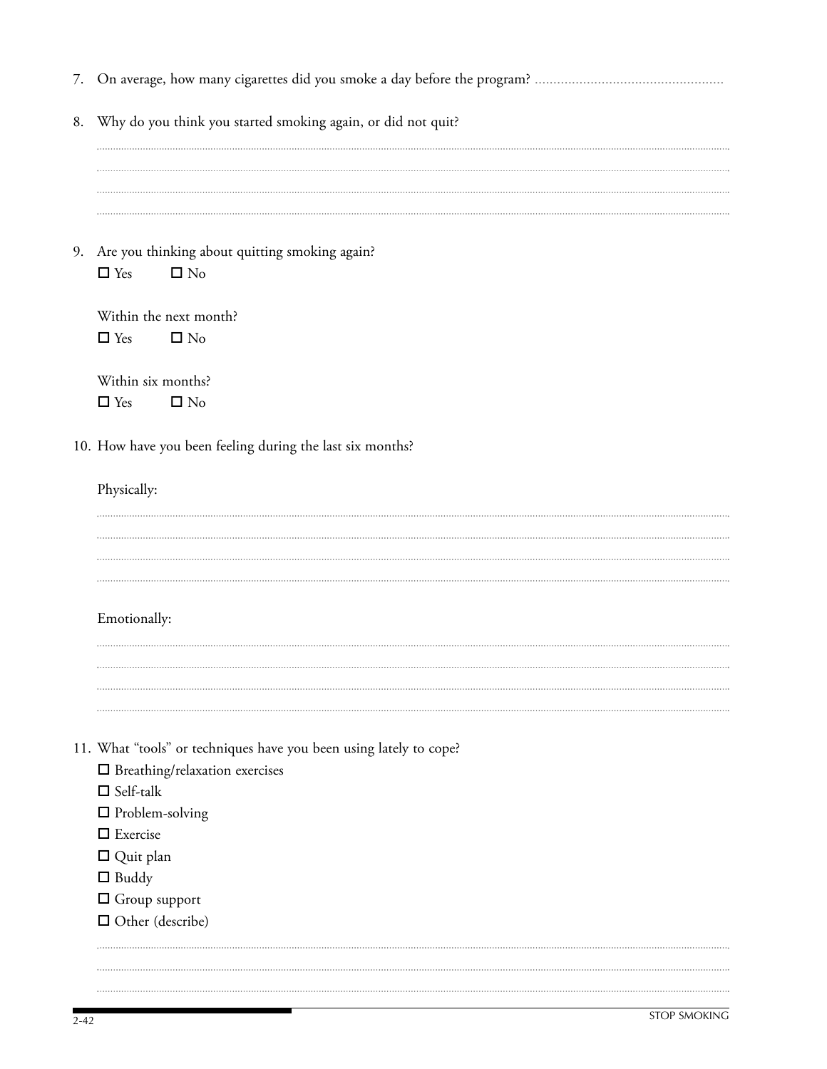7. On average, how many cigarettes did you smoke a day before the program? ..................................................

8. Why do you think you started smoking again, or did not quit?

.......................................................................................................................................................................................

.......................................................................................................................................................................................

.......................................................................................................................................................................................

.......................................................................................................................................................................................

9. Are you thinking about quitting smoking again?

   ☐ Yes ☐ No

   Within the next month?

   ☐ Yes ☐ No

   Within six months?

   ☐ Yes ☐ No

10. How have you been feeling during the last six months?

    Physically:

.......................................................................................................................................................................................

.......................................................................................................................................................................................

.......................................................................................................................................................................................

.......................................................................................................................................................................................

    Emotionally:

.......................................................................................................................................................................................

.......................................................................................................................................................................................

.......................................................................................................................................................................................

.......................................................................................................................................................................................

11. What "tools" or techniques have you been using lately to cope?

    ☐ Breathing/relaxation exercises
    ☐ Self-talk
    ☐ Problem-solving
    ☐ Exercise
    ☐ Quit plan
    ☐ Buddy
    ☐ Group support
    ☐ Other (describe)

.......................................................................................................................................................................................

.......................................................................................................................................................................................

.......................................................................................................................................................................................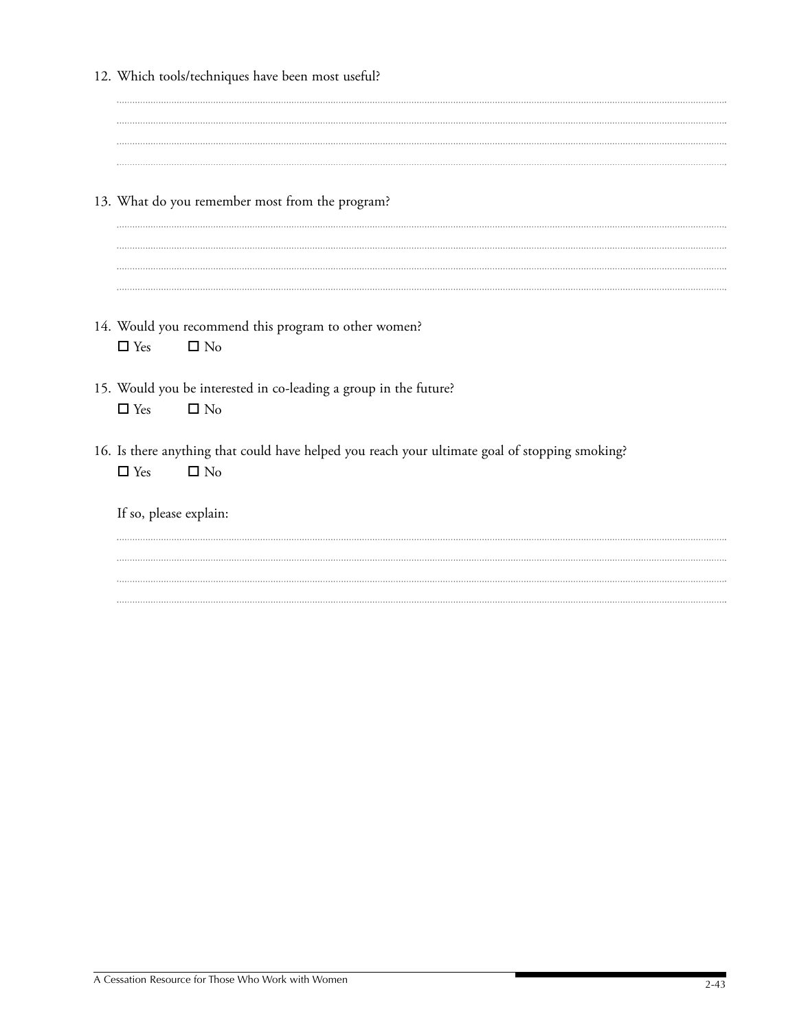12. Which tools/techniques have been most useful?

..................................................................................................................................................................................................................

..................................................................................................................................................................................................................

..................................................................................................................................................................................................................

..................................................................................................................................................................................................................

13. What do you remember most from the program?

..................................................................................................................................................................................................................

..................................................................................................................................................................................................................

..................................................................................................................................................................................................................

..................................................................................................................................................................................................................

14. Would you recommend this program to other women?

☐ Yes ☐ No

15. Would you be interested in co-leading a group in the future?

☐ Yes ☐ No

16. Is there anything that could have helped you reach your ultimate goal of stopping smoking?

☐ Yes ☐ No

If so, please explain:

..................................................................................................................................................................................................................

..................................................................................................................................................................................................................

..................................................................................................................................................................................................................

..................................................................................................................................................................................................................